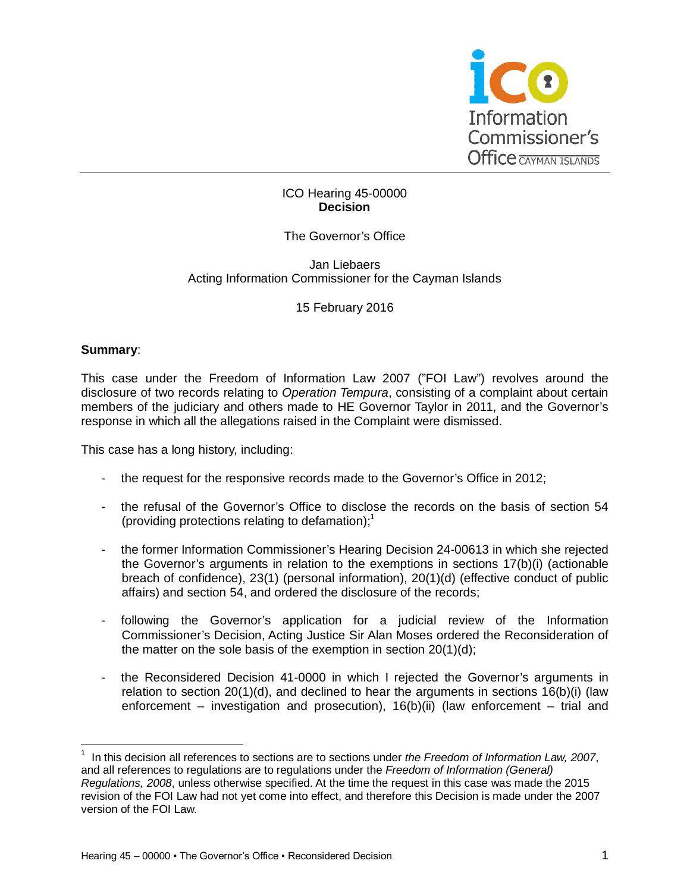ICO Hearing 45-00000
**Decision**

The Governor's Office

Jan Liebaers
Acting Information Commissioner for the Cayman Islands

15 February 2016

**Summary**:

This case under the Freedom of Information Law 2007 ("FOI Law") revolves around the disclosure of two records relating to *Operation Tempura*, consisting of a complaint about certain members of the judiciary and others made to HE Governor Taylor in 2011, and the Governor's response in which all the allegations raised in the Complaint were dismissed.

This case has a long history, including:

- the request for the responsive records made to the Governor's Office in 2012;
- the refusal of the Governor's Office to disclose the records on the basis of section 54 (providing protections relating to defamation);[1]
- the former Information Commissioner's Hearing Decision 24-00613 in which she rejected the Governor's arguments in relation to the exemptions in sections 17(b)(i) (actionable breach of confidence), 23(1) (personal information), 20(1)(d) (effective conduct of public affairs) and section 54, and ordered the disclosure of the records;
- following the Governor's application for a judicial review of the Information Commissioner's Decision, Acting Justice Sir Alan Moses ordered the Reconsideration of the matter on the sole basis of the exemption in section 20(1)(d);
- the Reconsidered Decision 41-0000 in which I rejected the Governor's arguments in relation to section 20(1)(d), and declined to hear the arguments in sections 16(b)(i) (law enforcement – investigation and prosecution), 16(b)(ii) (law enforcement – trial and

[1] In this decision all references to sections are to sections under *the Freedom of Information Law, 2007*, and all references to regulations are to regulations under the *Freedom of Information (General) Regulations, 2008*, unless otherwise specified. At the time the request in this case was made the 2015 revision of the FOI Law had not yet come into effect, and therefore this Decision is made under the 2007 version of the FOI Law.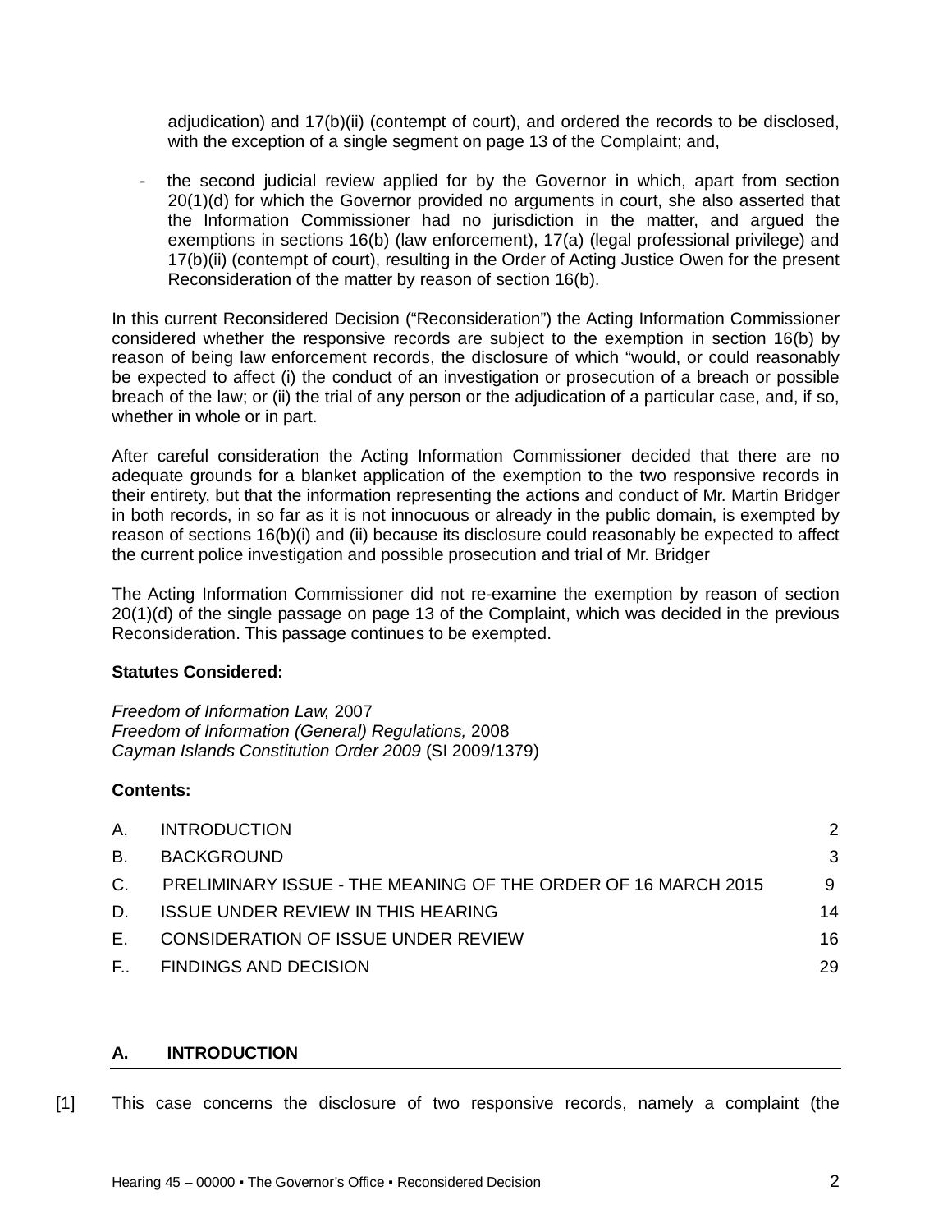adjudication) and 17(b)(ii) (contempt of court), and ordered the records to be disclosed, with the exception of a single segment on page 13 of the Complaint; and,

- the second judicial review applied for by the Governor in which, apart from section 20(1)(d) for which the Governor provided no arguments in court, she also asserted that the Information Commissioner had no jurisdiction in the matter, and argued the exemptions in sections 16(b) (law enforcement), 17(a) (legal professional privilege) and 17(b)(ii) (contempt of court), resulting in the Order of Acting Justice Owen for the present Reconsideration of the matter by reason of section 16(b).

In this current Reconsidered Decision ("Reconsideration") the Acting Information Commissioner considered whether the responsive records are subject to the exemption in section 16(b) by reason of being law enforcement records, the disclosure of which "would, or could reasonably be expected to affect (i) the conduct of an investigation or prosecution of a breach or possible breach of the law; or (ii) the trial of any person or the adjudication of a particular case, and, if so, whether in whole or in part.

After careful consideration the Acting Information Commissioner decided that there are no adequate grounds for a blanket application of the exemption to the two responsive records in their entirety, but that the information representing the actions and conduct of Mr. Martin Bridger in both records, in so far as it is not innocuous or already in the public domain, is exempted by reason of sections 16(b)(i) and (ii) because its disclosure could reasonably be expected to affect the current police investigation and possible prosecution and trial of Mr. Bridger

The Acting Information Commissioner did not re-examine the exemption by reason of section 20(1)(d) of the single passage on page 13 of the Complaint, which was decided in the previous Reconsideration. This passage continues to be exempted.

**Statutes Considered:**

*Freedom of Information Law,* 2007
*Freedom of Information (General) Regulations,* 2008
*Cayman Islands Constitution Order 2009* (SI 2009/1379)

**Contents:**

| | | |
|---|---|---|
| A. | INTRODUCTION | 2 |
| B. | BACKGROUND | 3 |
| C. | PRELIMINARY ISSUE - THE MEANING OF THE ORDER OF 16 MARCH 2015 | 9 |
| D. | ISSUE UNDER REVIEW IN THIS HEARING | 14 |
| E. | CONSIDERATION OF ISSUE UNDER REVIEW | 16 |
| F.. | FINDINGS AND DECISION | 29 |

## A. INTRODUCTION

[1] This case concerns the disclosure of two responsive records, namely a complaint (the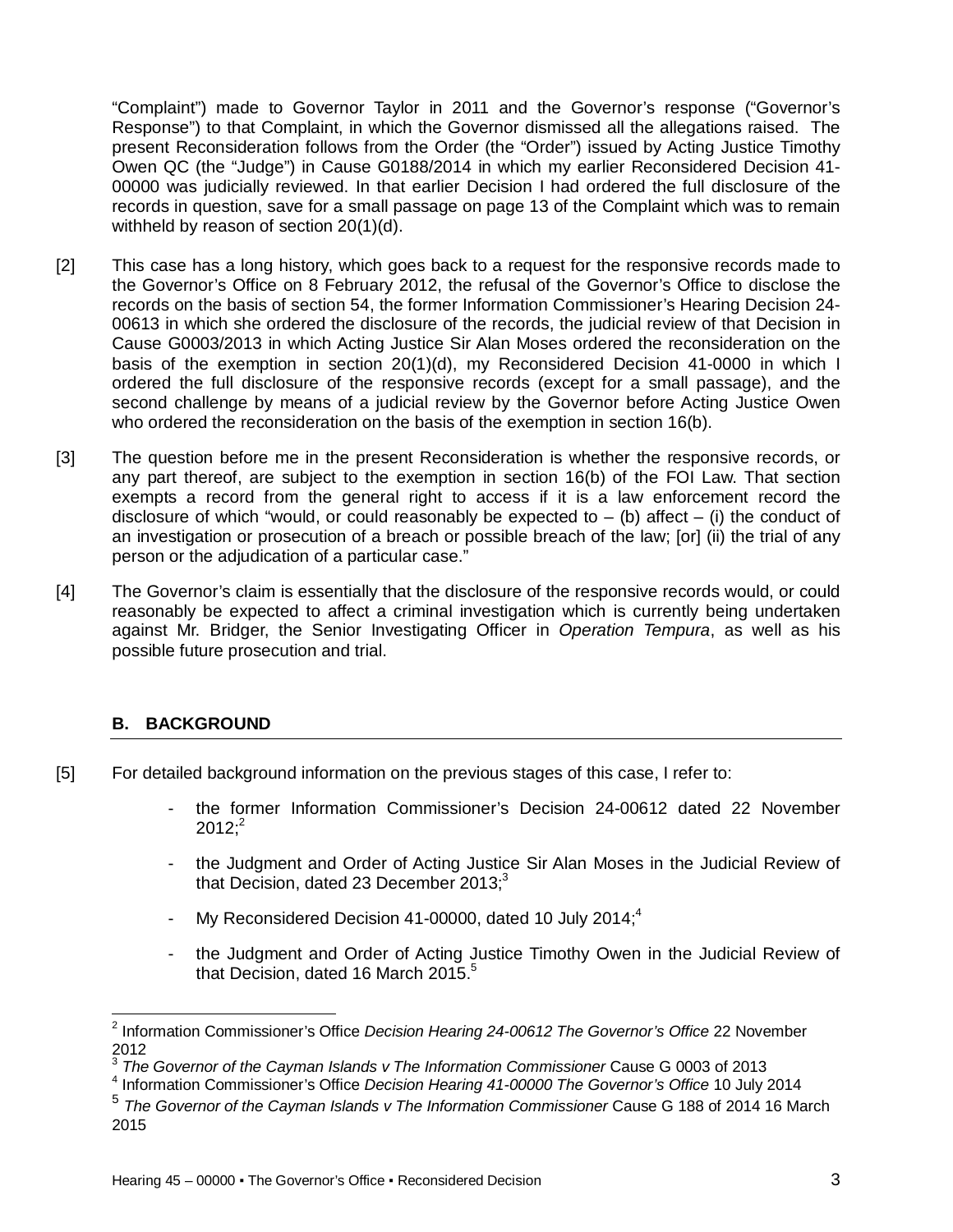"Complaint") made to Governor Taylor in 2011 and the Governor's response ("Governor's Response") to that Complaint, in which the Governor dismissed all the allegations raised. The present Reconsideration follows from the Order (the "Order") issued by Acting Justice Timothy Owen QC (the "Judge") in Cause G0188/2014 in which my earlier Reconsidered Decision 41-00000 was judicially reviewed. In that earlier Decision I had ordered the full disclosure of the records in question, save for a small passage on page 13 of the Complaint which was to remain withheld by reason of section 20(1)(d).

[2] This case has a long history, which goes back to a request for the responsive records made to the Governor's Office on 8 February 2012, the refusal of the Governor's Office to disclose the records on the basis of section 54, the former Information Commissioner's Hearing Decision 24-00613 in which she ordered the disclosure of the records, the judicial review of that Decision in Cause G0003/2013 in which Acting Justice Sir Alan Moses ordered the reconsideration on the basis of the exemption in section 20(1)(d), my Reconsidered Decision 41-0000 in which I ordered the full disclosure of the responsive records (except for a small passage), and the second challenge by means of a judicial review by the Governor before Acting Justice Owen who ordered the reconsideration on the basis of the exemption in section 16(b).

[3] The question before me in the present Reconsideration is whether the responsive records, or any part thereof, are subject to the exemption in section 16(b) of the FOI Law. That section exempts a record from the general right to access if it is a law enforcement record the disclosure of which "would, or could reasonably be expected to – (b) affect – (i) the conduct of an investigation or prosecution of a breach or possible breach of the law; [or] (ii) the trial of any person or the adjudication of a particular case."

[4] The Governor's claim is essentially that the disclosure of the responsive records would, or could reasonably be expected to affect a criminal investigation which is currently being undertaken against Mr. Bridger, the Senior Investigating Officer in *Operation Tempura*, as well as his possible future prosecution and trial.

## B. BACKGROUND

[5] For detailed background information on the previous stages of this case, I refer to:

- the former Information Commissioner's Decision 24-00612 dated 22 November 2012;[2]
- the Judgment and Order of Acting Justice Sir Alan Moses in the Judicial Review of that Decision, dated 23 December 2013;[3]
- My Reconsidered Decision 41-00000, dated 10 July 2014;[4]
- the Judgment and Order of Acting Justice Timothy Owen in the Judicial Review of that Decision, dated 16 March 2015.[5]

---

[2] Information Commissioner's Office *Decision Hearing 24-00612 The Governor's Office* 22 November 2012

[3] *The Governor of the Cayman Islands v The Information Commissioner* Cause G 0003 of 2013

[4] Information Commissioner's Office *Decision Hearing 41-00000 The Governor's Office* 10 July 2014

[5] *The Governor of the Cayman Islands v The Information Commissioner* Cause G 188 of 2014 16 March 2015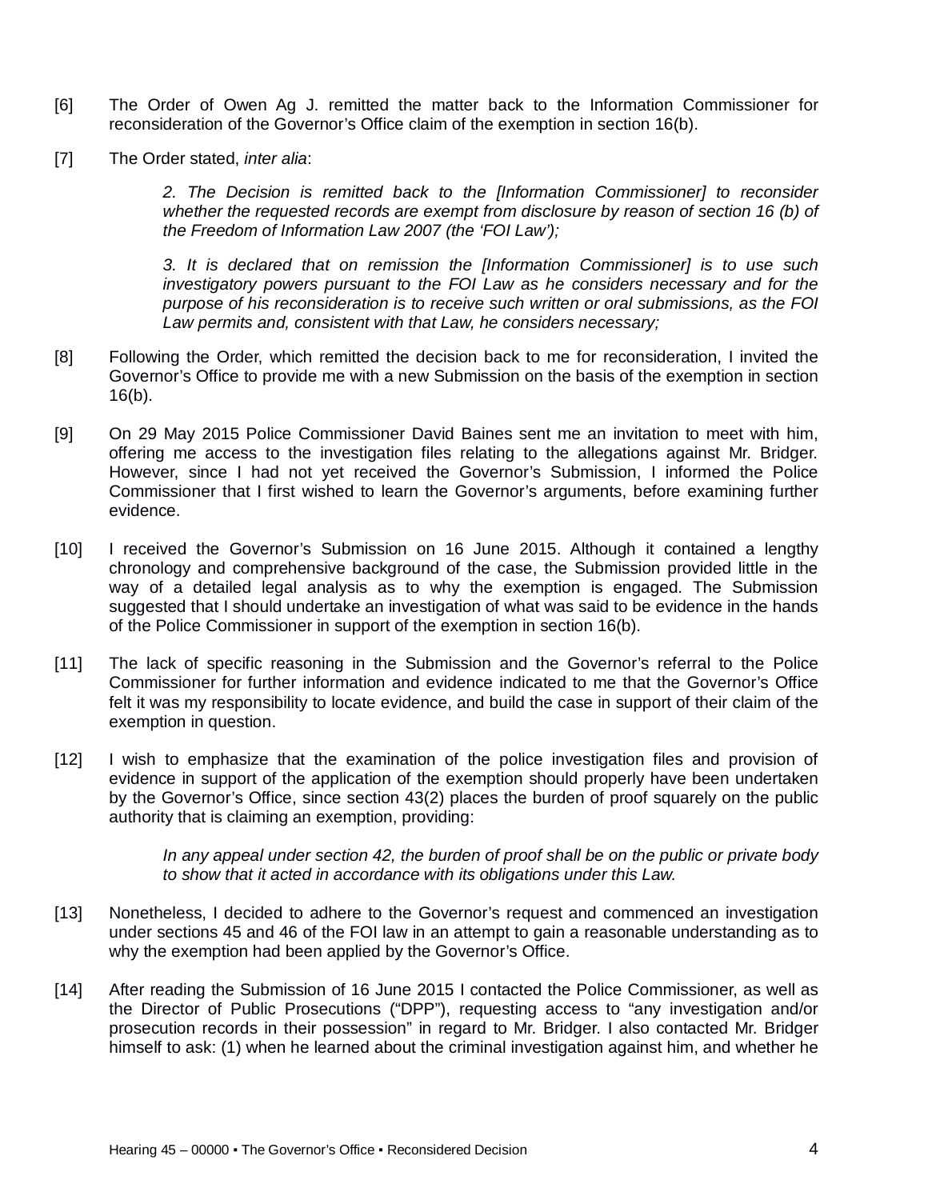[6] The Order of Owen Ag J. remitted the matter back to the Information Commissioner for reconsideration of the Governor's Office claim of the exemption in section 16(b).

[7] The Order stated, *inter alia*:

> *2. The Decision is remitted back to the [Information Commissioner] to reconsider whether the requested records are exempt from disclosure by reason of section 16 (b) of the Freedom of Information Law 2007 (the 'FOI Law');*
>
> *3. It is declared that on remission the [Information Commissioner] is to use such investigatory powers pursuant to the FOI Law as he considers necessary and for the purpose of his reconsideration is to receive such written or oral submissions, as the FOI Law permits and, consistent with that Law, he considers necessary;*

[8] Following the Order, which remitted the decision back to me for reconsideration, I invited the Governor's Office to provide me with a new Submission on the basis of the exemption in section 16(b).

[9] On 29 May 2015 Police Commissioner David Baines sent me an invitation to meet with him, offering me access to the investigation files relating to the allegations against Mr. Bridger. However, since I had not yet received the Governor's Submission, I informed the Police Commissioner that I first wished to learn the Governor's arguments, before examining further evidence.

[10] I received the Governor's Submission on 16 June 2015. Although it contained a lengthy chronology and comprehensive background of the case, the Submission provided little in the way of a detailed legal analysis as to why the exemption is engaged. The Submission suggested that I should undertake an investigation of what was said to be evidence in the hands of the Police Commissioner in support of the exemption in section 16(b).

[11] The lack of specific reasoning in the Submission and the Governor's referral to the Police Commissioner for further information and evidence indicated to me that the Governor's Office felt it was my responsibility to locate evidence, and build the case in support of their claim of the exemption in question.

[12] I wish to emphasize that the examination of the police investigation files and provision of evidence in support of the application of the exemption should properly have been undertaken by the Governor's Office, since section 43(2) places the burden of proof squarely on the public authority that is claiming an exemption, providing:

> *In any appeal under section 42, the burden of proof shall be on the public or private body to show that it acted in accordance with its obligations under this Law.*

[13] Nonetheless, I decided to adhere to the Governor's request and commenced an investigation under sections 45 and 46 of the FOI law in an attempt to gain a reasonable understanding as to why the exemption had been applied by the Governor's Office.

[14] After reading the Submission of 16 June 2015 I contacted the Police Commissioner, as well as the Director of Public Prosecutions ("DPP"), requesting access to "any investigation and/or prosecution records in their possession" in regard to Mr. Bridger. I also contacted Mr. Bridger himself to ask: (1) when he learned about the criminal investigation against him, and whether he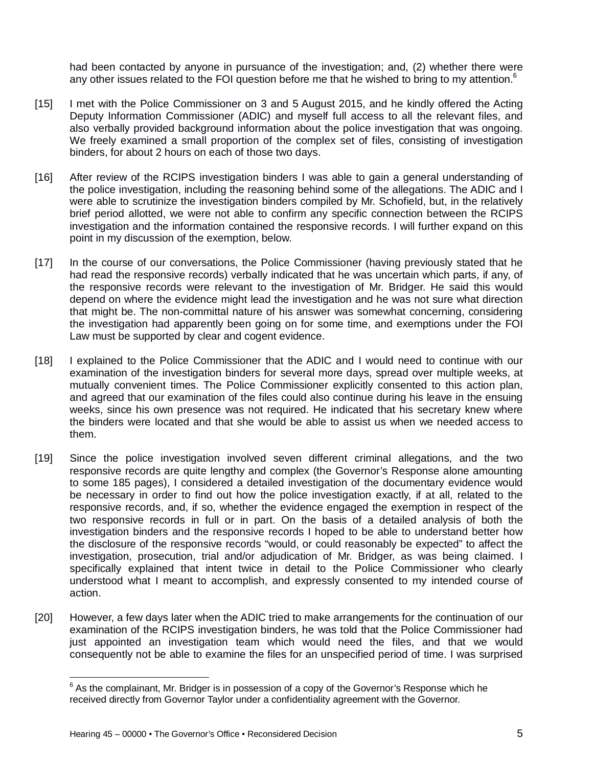had been contacted by anyone in pursuance of the investigation; and, (2) whether there were any other issues related to the FOI question before me that he wished to bring to my attention.[6]

[15] I met with the Police Commissioner on 3 and 5 August 2015, and he kindly offered the Acting Deputy Information Commissioner (ADIC) and myself full access to all the relevant files, and also verbally provided background information about the police investigation that was ongoing. We freely examined a small proportion of the complex set of files, consisting of investigation binders, for about 2 hours on each of those two days.

[16] After review of the RCIPS investigation binders I was able to gain a general understanding of the police investigation, including the reasoning behind some of the allegations. The ADIC and I were able to scrutinize the investigation binders compiled by Mr. Schofield, but, in the relatively brief period allotted, we were not able to confirm any specific connection between the RCIPS investigation and the information contained the responsive records. I will further expand on this point in my discussion of the exemption, below.

[17] In the course of our conversations, the Police Commissioner (having previously stated that he had read the responsive records) verbally indicated that he was uncertain which parts, if any, of the responsive records were relevant to the investigation of Mr. Bridger. He said this would depend on where the evidence might lead the investigation and he was not sure what direction that might be. The non-committal nature of his answer was somewhat concerning, considering the investigation had apparently been going on for some time, and exemptions under the FOI Law must be supported by clear and cogent evidence.

[18] I explained to the Police Commissioner that the ADIC and I would need to continue with our examination of the investigation binders for several more days, spread over multiple weeks, at mutually convenient times. The Police Commissioner explicitly consented to this action plan, and agreed that our examination of the files could also continue during his leave in the ensuing weeks, since his own presence was not required. He indicated that his secretary knew where the binders were located and that she would be able to assist us when we needed access to them.

[19] Since the police investigation involved seven different criminal allegations, and the two responsive records are quite lengthy and complex (the Governor's Response alone amounting to some 185 pages), I considered a detailed investigation of the documentary evidence would be necessary in order to find out how the police investigation exactly, if at all, related to the responsive records, and, if so, whether the evidence engaged the exemption in respect of the two responsive records in full or in part. On the basis of a detailed analysis of both the investigation binders and the responsive records I hoped to be able to understand better how the disclosure of the responsive records "would, or could reasonably be expected" to affect the investigation, prosecution, trial and/or adjudication of Mr. Bridger, as was being claimed. I specifically explained that intent twice in detail to the Police Commissioner who clearly understood what I meant to accomplish, and expressly consented to my intended course of action.

[20] However, a few days later when the ADIC tried to make arrangements for the continuation of our examination of the RCIPS investigation binders, he was told that the Police Commissioner had just appointed an investigation team which would need the files, and that we would consequently not be able to examine the files for an unspecified period of time. I was surprised

[6] As the complainant, Mr. Bridger is in possession of a copy of the Governor's Response which he received directly from Governor Taylor under a confidentiality agreement with the Governor.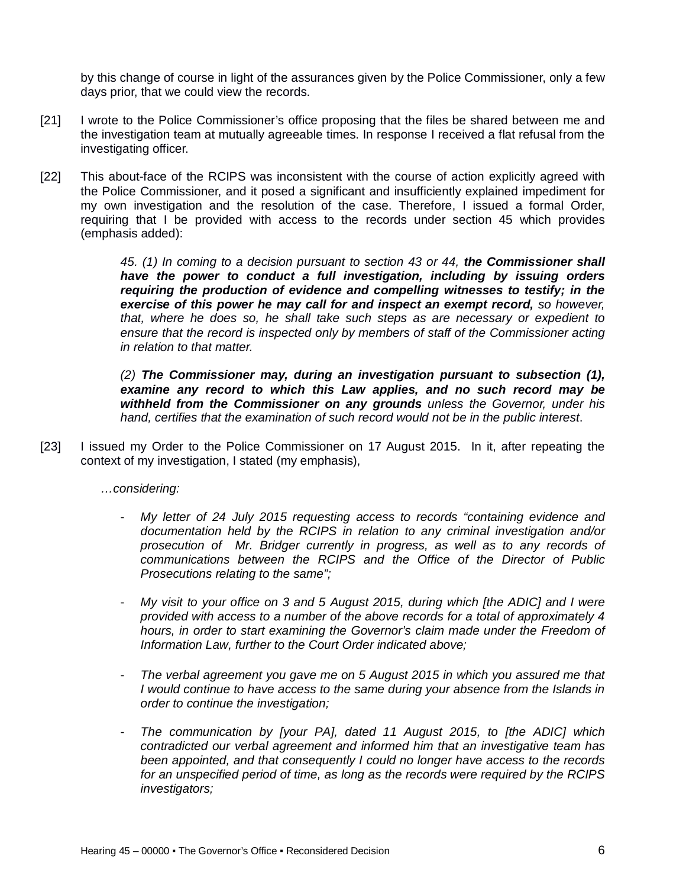by this change of course in light of the assurances given by the Police Commissioner, only a few days prior, that we could view the records.

[21] I wrote to the Police Commissioner's office proposing that the files be shared between me and the investigation team at mutually agreeable times. In response I received a flat refusal from the investigating officer.

[22] This about-face of the RCIPS was inconsistent with the course of action explicitly agreed with the Police Commissioner, and it posed a significant and insufficiently explained impediment for my own investigation and the resolution of the case. Therefore, I issued a formal Order, requiring that I be provided with access to the records under section 45 which provides (emphasis added):

> *45. (1) In coming to a decision pursuant to section 43 or 44,* ***the Commissioner shall have the power to conduct a full investigation, including by issuing orders requiring the production of evidence and compelling witnesses to testify; in the exercise of this power he may call for and inspect an exempt record,*** *so however, that, where he does so, he shall take such steps as are necessary or expedient to ensure that the record is inspected only by members of staff of the Commissioner acting in relation to that matter.*
>
> *(2)* ***The Commissioner may, during an investigation pursuant to subsection (1), examine any record to which this Law applies, and no such record may be withheld from the Commissioner on any grounds*** *unless the Governor, under his hand, certifies that the examination of such record would not be in the public interest*.

[23] I issued my Order to the Police Commissioner on 17 August 2015. In it, after repeating the context of my investigation, I stated (my emphasis),

*…considering:*

- *My letter of 24 July 2015 requesting access to records "containing evidence and documentation held by the RCIPS in relation to any criminal investigation and/or prosecution of Mr. Bridger currently in progress, as well as to any records of communications between the RCIPS and the Office of the Director of Public Prosecutions relating to the same";*
- *My visit to your office on 3 and 5 August 2015, during which [the ADIC] and I were provided with access to a number of the above records for a total of approximately 4 hours, in order to start examining the Governor's claim made under the Freedom of Information Law, further to the Court Order indicated above;*
- *The verbal agreement you gave me on 5 August 2015 in which you assured me that I would continue to have access to the same during your absence from the Islands in order to continue the investigation;*
- *The communication by [your PA], dated 11 August 2015, to [the ADIC] which contradicted our verbal agreement and informed him that an investigative team has been appointed, and that consequently I could no longer have access to the records for an unspecified period of time, as long as the records were required by the RCIPS investigators;*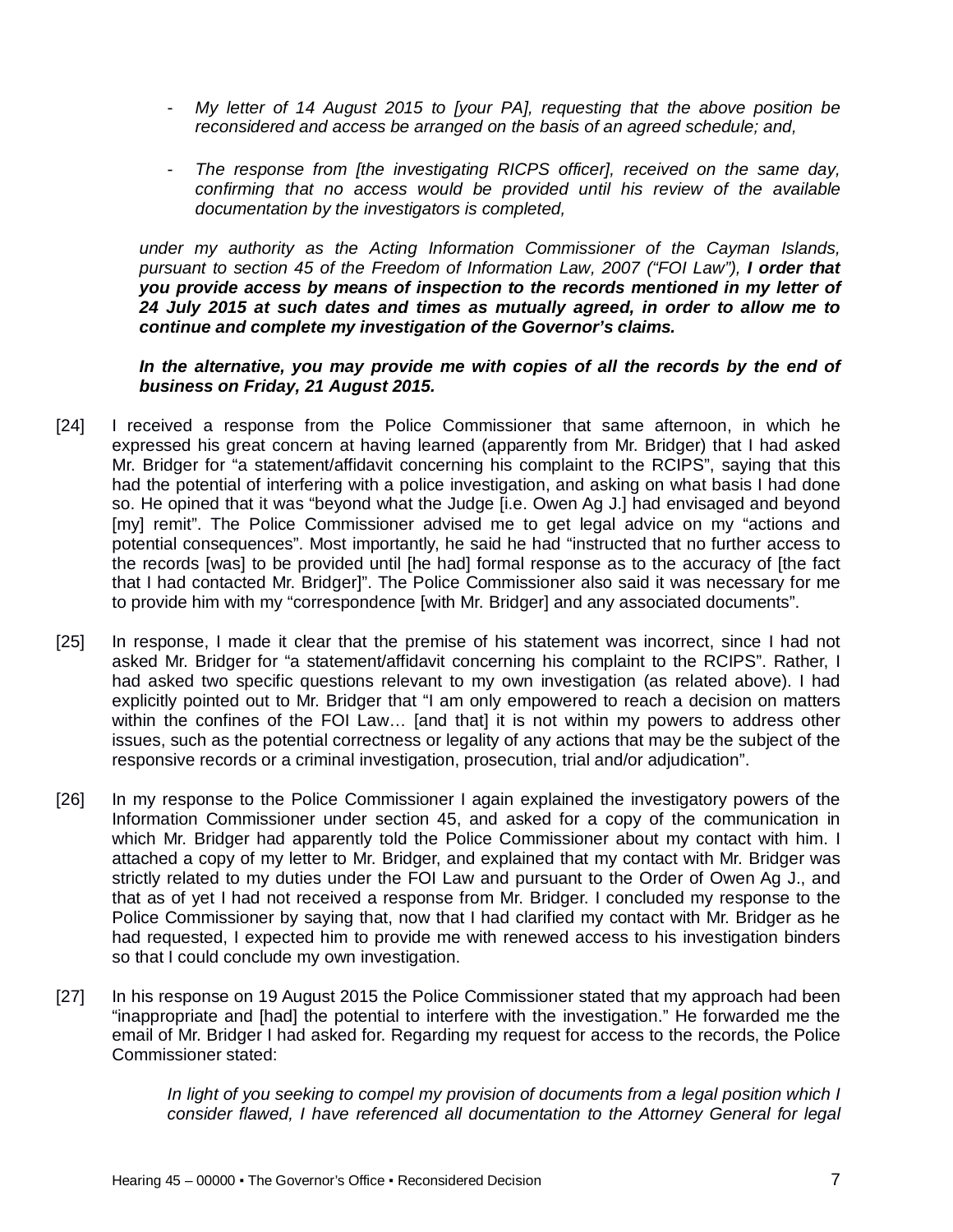- *My letter of 14 August 2015 to [your PA], requesting that the above position be reconsidered and access be arranged on the basis of an agreed schedule; and,*

- *The response from [the investigating RICPS officer], received on the same day, confirming that no access would be provided until his review of the available documentation by the investigators is completed,*

*under my authority as the Acting Information Commissioner of the Cayman Islands, pursuant to section 45 of the Freedom of Information Law, 2007 ("FOI Law"),* ***I order that you provide access by means of inspection to the records mentioned in my letter of 24 July 2015 at such dates and times as mutually agreed, in order to allow me to continue and complete my investigation of the Governor's claims.***

***In the alternative, you may provide me with copies of all the records by the end of business on Friday, 21 August 2015.***

[24] I received a response from the Police Commissioner that same afternoon, in which he expressed his great concern at having learned (apparently from Mr. Bridger) that I had asked Mr. Bridger for "a statement/affidavit concerning his complaint to the RCIPS", saying that this had the potential of interfering with a police investigation, and asking on what basis I had done so. He opined that it was "beyond what the Judge [i.e. Owen Ag J.] had envisaged and beyond [my] remit". The Police Commissioner advised me to get legal advice on my "actions and potential consequences". Most importantly, he said he had "instructed that no further access to the records [was] to be provided until [he had] formal response as to the accuracy of [the fact that I had contacted Mr. Bridger]". The Police Commissioner also said it was necessary for me to provide him with my "correspondence [with Mr. Bridger] and any associated documents".

[25] In response, I made it clear that the premise of his statement was incorrect, since I had not asked Mr. Bridger for "a statement/affidavit concerning his complaint to the RCIPS". Rather, I had asked two specific questions relevant to my own investigation (as related above). I had explicitly pointed out to Mr. Bridger that "I am only empowered to reach a decision on matters within the confines of the FOI Law… [and that] it is not within my powers to address other issues, such as the potential correctness or legality of any actions that may be the subject of the responsive records or a criminal investigation, prosecution, trial and/or adjudication".

[26] In my response to the Police Commissioner I again explained the investigatory powers of the Information Commissioner under section 45, and asked for a copy of the communication in which Mr. Bridger had apparently told the Police Commissioner about my contact with him. I attached a copy of my letter to Mr. Bridger, and explained that my contact with Mr. Bridger was strictly related to my duties under the FOI Law and pursuant to the Order of Owen Ag J., and that as of yet I had not received a response from Mr. Bridger. I concluded my response to the Police Commissioner by saying that, now that I had clarified my contact with Mr. Bridger as he had requested, I expected him to provide me with renewed access to his investigation binders so that I could conclude my own investigation.

[27] In his response on 19 August 2015 the Police Commissioner stated that my approach had been "inappropriate and [had] the potential to interfere with the investigation." He forwarded me the email of Mr. Bridger I had asked for. Regarding my request for access to the records, the Police Commissioner stated:

> *In light of you seeking to compel my provision of documents from a legal position which I consider flawed, I have referenced all documentation to the Attorney General for legal*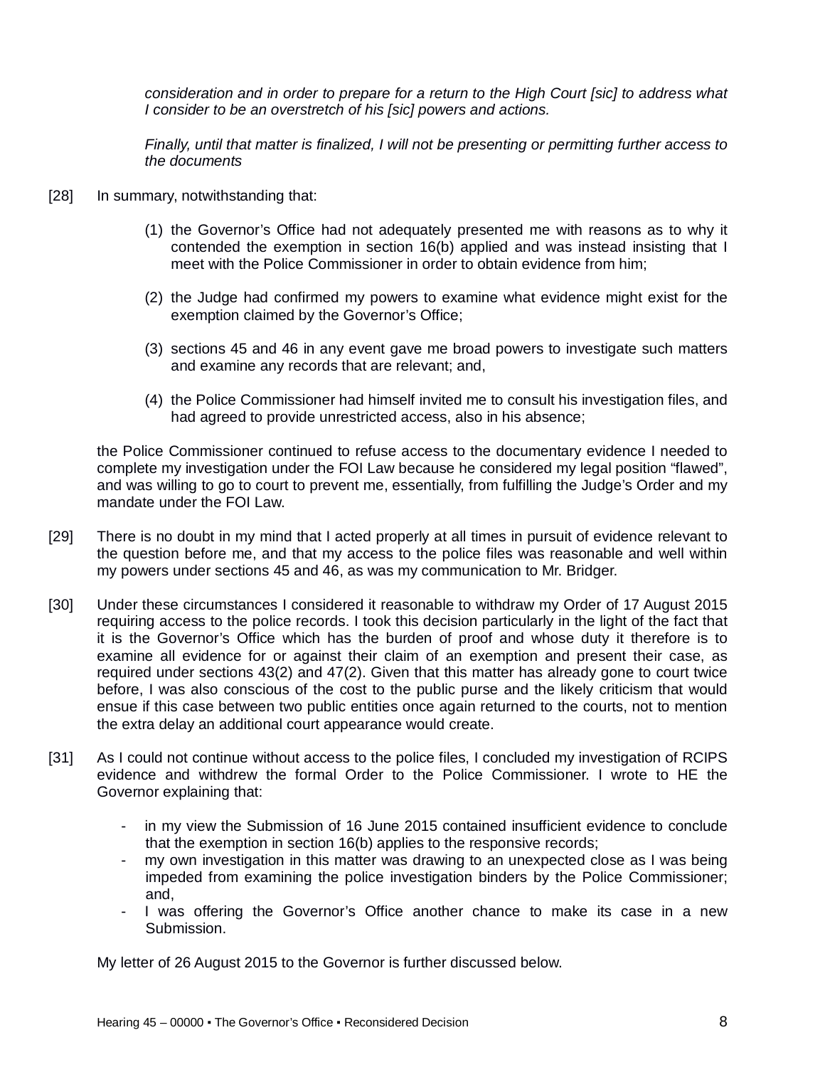*consideration and in order to prepare for a return to the High Court [sic] to address what I consider to be an overstretch of his [sic] powers and actions.*

*Finally, until that matter is finalized, I will not be presenting or permitting further access to the documents*

[28] In summary, notwithstanding that:

(1) the Governor's Office had not adequately presented me with reasons as to why it contended the exemption in section 16(b) applied and was instead insisting that I meet with the Police Commissioner in order to obtain evidence from him;

(2) the Judge had confirmed my powers to examine what evidence might exist for the exemption claimed by the Governor's Office;

(3) sections 45 and 46 in any event gave me broad powers to investigate such matters and examine any records that are relevant; and,

(4) the Police Commissioner had himself invited me to consult his investigation files, and had agreed to provide unrestricted access, also in his absence;

the Police Commissioner continued to refuse access to the documentary evidence I needed to complete my investigation under the FOI Law because he considered my legal position "flawed", and was willing to go to court to prevent me, essentially, from fulfilling the Judge's Order and my mandate under the FOI Law.

[29] There is no doubt in my mind that I acted properly at all times in pursuit of evidence relevant to the question before me, and that my access to the police files was reasonable and well within my powers under sections 45 and 46, as was my communication to Mr. Bridger.

[30] Under these circumstances I considered it reasonable to withdraw my Order of 17 August 2015 requiring access to the police records. I took this decision particularly in the light of the fact that it is the Governor's Office which has the burden of proof and whose duty it therefore is to examine all evidence for or against their claim of an exemption and present their case, as required under sections 43(2) and 47(2). Given that this matter has already gone to court twice before, I was also conscious of the cost to the public purse and the likely criticism that would ensue if this case between two public entities once again returned to the courts, not to mention the extra delay an additional court appearance would create.

[31] As I could not continue without access to the police files, I concluded my investigation of RCIPS evidence and withdrew the formal Order to the Police Commissioner. I wrote to HE the Governor explaining that:

- in my view the Submission of 16 June 2015 contained insufficient evidence to conclude that the exemption in section 16(b) applies to the responsive records;
- my own investigation in this matter was drawing to an unexpected close as I was being impeded from examining the police investigation binders by the Police Commissioner; and,
- I was offering the Governor's Office another chance to make its case in a new Submission.

My letter of 26 August 2015 to the Governor is further discussed below.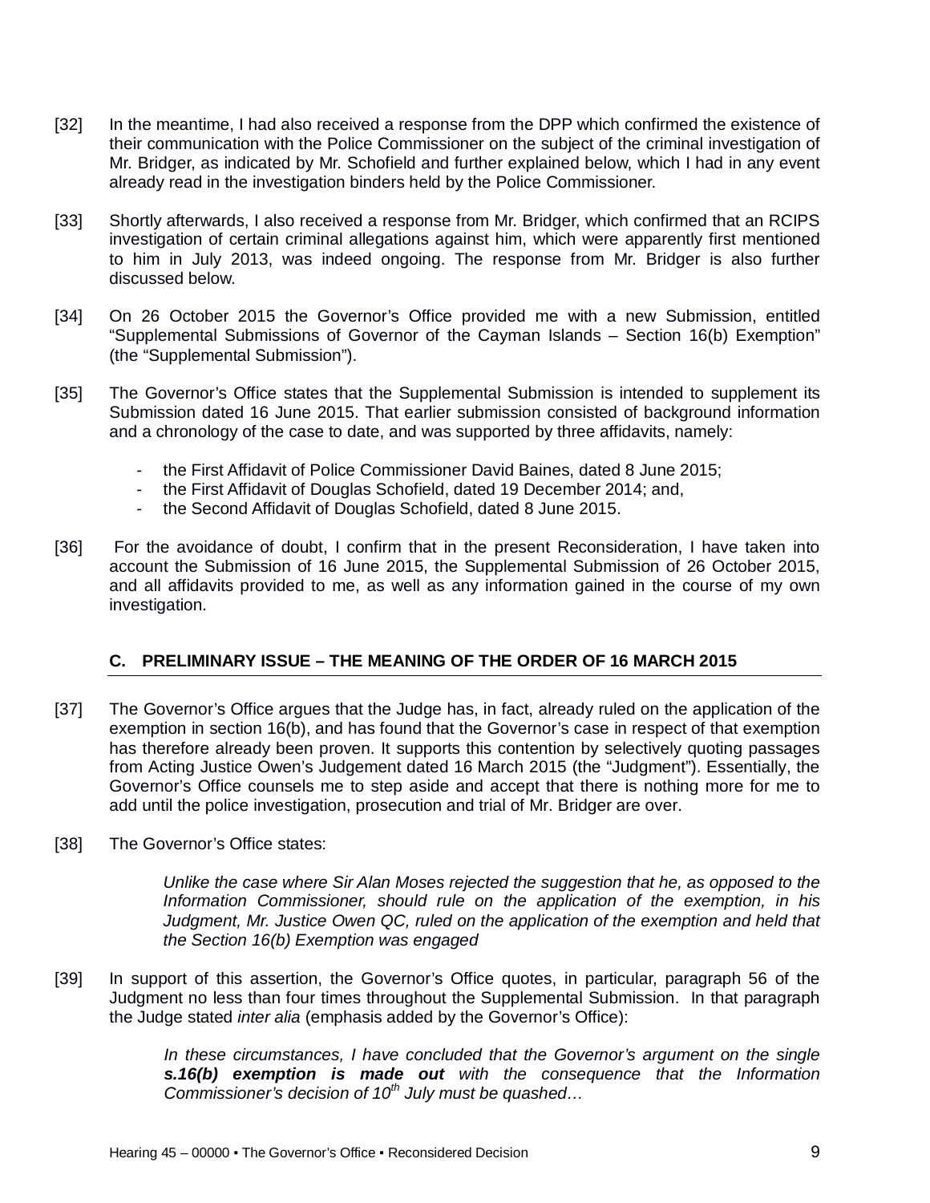[32] In the meantime, I had also received a response from the DPP which confirmed the existence of their communication with the Police Commissioner on the subject of the criminal investigation of Mr. Bridger, as indicated by Mr. Schofield and further explained below, which I had in any event already read in the investigation binders held by the Police Commissioner.

[33] Shortly afterwards, I also received a response from Mr. Bridger, which confirmed that an RCIPS investigation of certain criminal allegations against him, which were apparently first mentioned to him in July 2013, was indeed ongoing. The response from Mr. Bridger is also further discussed below.

[34] On 26 October 2015 the Governor's Office provided me with a new Submission, entitled "Supplemental Submissions of Governor of the Cayman Islands – Section 16(b) Exemption" (the "Supplemental Submission").

[35] The Governor's Office states that the Supplemental Submission is intended to supplement its Submission dated 16 June 2015. That earlier submission consisted of background information and a chronology of the case to date, and was supported by three affidavits, namely:

- the First Affidavit of Police Commissioner David Baines, dated 8 June 2015;
- the First Affidavit of Douglas Schofield, dated 19 December 2014; and,
- the Second Affidavit of Douglas Schofield, dated 8 June 2015.

[36] For the avoidance of doubt, I confirm that in the present Reconsideration, I have taken into account the Submission of 16 June 2015, the Supplemental Submission of 26 October 2015, and all affidavits provided to me, as well as any information gained in the course of my own investigation.

## C. PRELIMINARY ISSUE – THE MEANING OF THE ORDER OF 16 MARCH 2015

[37] The Governor's Office argues that the Judge has, in fact, already ruled on the application of the exemption in section 16(b), and has found that the Governor's case in respect of that exemption has therefore already been proven. It supports this contention by selectively quoting passages from Acting Justice Owen's Judgement dated 16 March 2015 (the "Judgment"). Essentially, the Governor's Office counsels me to step aside and accept that there is nothing more for me to add until the police investigation, prosecution and trial of Mr. Bridger are over.

[38] The Governor's Office states:

> *Unlike the case where Sir Alan Moses rejected the suggestion that he, as opposed to the Information Commissioner, should rule on the application of the exemption, in his Judgment, Mr. Justice Owen QC, ruled on the application of the exemption and held that the Section 16(b) Exemption was engaged*

[39] In support of this assertion, the Governor's Office quotes, in particular, paragraph 56 of the Judgment no less than four times throughout the Supplemental Submission. In that paragraph the Judge stated *inter alia* (emphasis added by the Governor's Office):

> *In these circumstances, I have concluded that the Governor's argument on the single **s.16(b) exemption is made out** with the consequence that the Information Commissioner's decision of 10th July must be quashed…*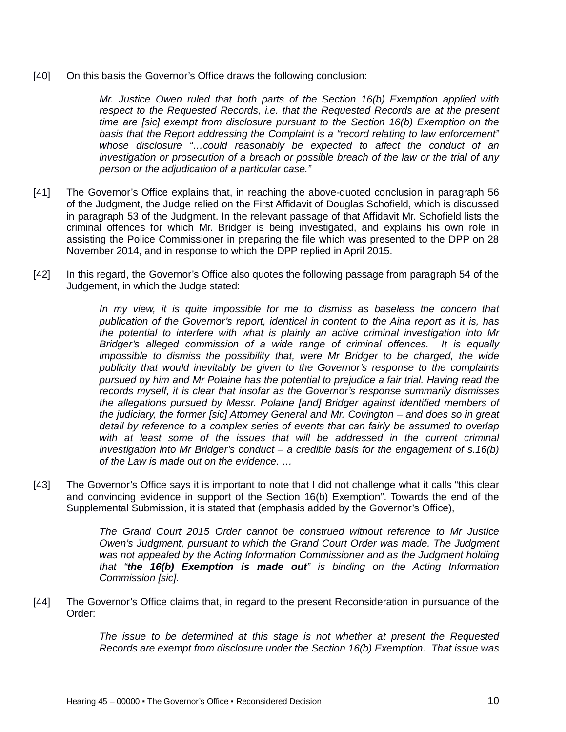[40] On this basis the Governor's Office draws the following conclusion:

> *Mr. Justice Owen ruled that both parts of the Section 16(b) Exemption applied with respect to the Requested Records, i.e. that the Requested Records are at the present time are [sic] exempt from disclosure pursuant to the Section 16(b) Exemption on the basis that the Report addressing the Complaint is a "record relating to law enforcement" whose disclosure "…could reasonably be expected to affect the conduct of an investigation or prosecution of a breach or possible breach of the law or the trial of any person or the adjudication of a particular case."*

[41] The Governor's Office explains that, in reaching the above-quoted conclusion in paragraph 56 of the Judgment, the Judge relied on the First Affidavit of Douglas Schofield, which is discussed in paragraph 53 of the Judgment. In the relevant passage of that Affidavit Mr. Schofield lists the criminal offences for which Mr. Bridger is being investigated, and explains his own role in assisting the Police Commissioner in preparing the file which was presented to the DPP on 28 November 2014, and in response to which the DPP replied in April 2015.

[42] In this regard, the Governor's Office also quotes the following passage from paragraph 54 of the Judgement, in which the Judge stated:

> *In my view, it is quite impossible for me to dismiss as baseless the concern that publication of the Governor's report, identical in content to the Aina report as it is, has the potential to interfere with what is plainly an active criminal investigation into Mr Bridger's alleged commission of a wide range of criminal offences. It is equally impossible to dismiss the possibility that, were Mr Bridger to be charged, the wide publicity that would inevitably be given to the Governor's response to the complaints pursued by him and Mr Polaine has the potential to prejudice a fair trial. Having read the records myself, it is clear that insofar as the Governor's response summarily dismisses the allegations pursued by Messr. Polaine [and] Bridger against identified members of the judiciary, the former [sic] Attorney General and Mr. Covington – and does so in great detail by reference to a complex series of events that can fairly be assumed to overlap with at least some of the issues that will be addressed in the current criminal investigation into Mr Bridger's conduct – a credible basis for the engagement of s.16(b) of the Law is made out on the evidence. …*

[43] The Governor's Office says it is important to note that I did not challenge what it calls "this clear and convincing evidence in support of the Section 16(b) Exemption". Towards the end of the Supplemental Submission, it is stated that (emphasis added by the Governor's Office),

> *The Grand Court 2015 Order cannot be construed without reference to Mr Justice Owen's Judgment, pursuant to which the Grand Court Order was made. The Judgment was not appealed by the Acting Information Commissioner and as the Judgment holding that "**the 16(b) Exemption is made out**" is binding on the Acting Information Commission [sic].*

[44] The Governor's Office claims that, in regard to the present Reconsideration in pursuance of the Order:

> *The issue to be determined at this stage is not whether at present the Requested Records are exempt from disclosure under the Section 16(b) Exemption. That issue was*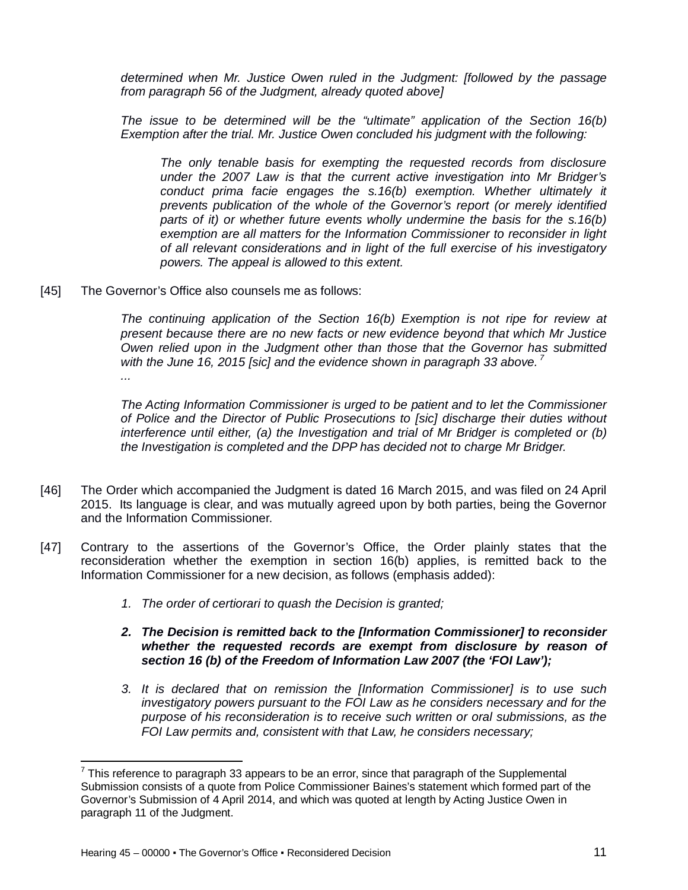*determined when Mr. Justice Owen ruled in the Judgment: [followed by the passage from paragraph 56 of the Judgment, already quoted above]*

*The issue to be determined will be the "ultimate" application of the Section 16(b) Exemption after the trial. Mr. Justice Owen concluded his judgment with the following:*

> *The only tenable basis for exempting the requested records from disclosure under the 2007 Law is that the current active investigation into Mr Bridger's conduct prima facie engages the s.16(b) exemption. Whether ultimately it prevents publication of the whole of the Governor's report (or merely identified parts of it) or whether future events wholly undermine the basis for the s.16(b) exemption are all matters for the Information Commissioner to reconsider in light of all relevant considerations and in light of the full exercise of his investigatory powers. The appeal is allowed to this extent.*

[45] The Governor's Office also counsels me as follows:

> *The continuing application of the Section 16(b) Exemption is not ripe for review at present because there are no new facts or new evidence beyond that which Mr Justice Owen relied upon in the Judgment other than those that the Governor has submitted with the June 16, 2015 [sic] and the evidence shown in paragraph 33 above.*[7]
>
> *...*
>
> *The Acting Information Commissioner is urged to be patient and to let the Commissioner of Police and the Director of Public Prosecutions to [sic] discharge their duties without interference until either, (a) the Investigation and trial of Mr Bridger is completed or (b) the Investigation is completed and the DPP has decided not to charge Mr Bridger.*

[46] The Order which accompanied the Judgment is dated 16 March 2015, and was filed on 24 April 2015. Its language is clear, and was mutually agreed upon by both parties, being the Governor and the Information Commissioner.

[47] Contrary to the assertions of the Governor's Office, the Order plainly states that the reconsideration whether the exemption in section 16(b) applies, is remitted back to the Information Commissioner for a new decision, as follows (emphasis added):

> 1. *The order of certiorari to quash the Decision is granted;*
> 2. ***The Decision is remitted back to the [Information Commissioner] to reconsider whether the requested records are exempt from disclosure by reason of section 16 (b) of the Freedom of Information Law 2007 (the 'FOI Law');***
> 3. *It is declared that on remission the [Information Commissioner] is to use such investigatory powers pursuant to the FOI Law as he considers necessary and for the purpose of his reconsideration is to receive such written or oral submissions, as the FOI Law permits and, consistent with that Law, he considers necessary;*

---

[7] This reference to paragraph 33 appears to be an error, since that paragraph of the Supplemental Submission consists of a quote from Police Commissioner Baines's statement which formed part of the Governor's Submission of 4 April 2014, and which was quoted at length by Acting Justice Owen in paragraph 11 of the Judgment.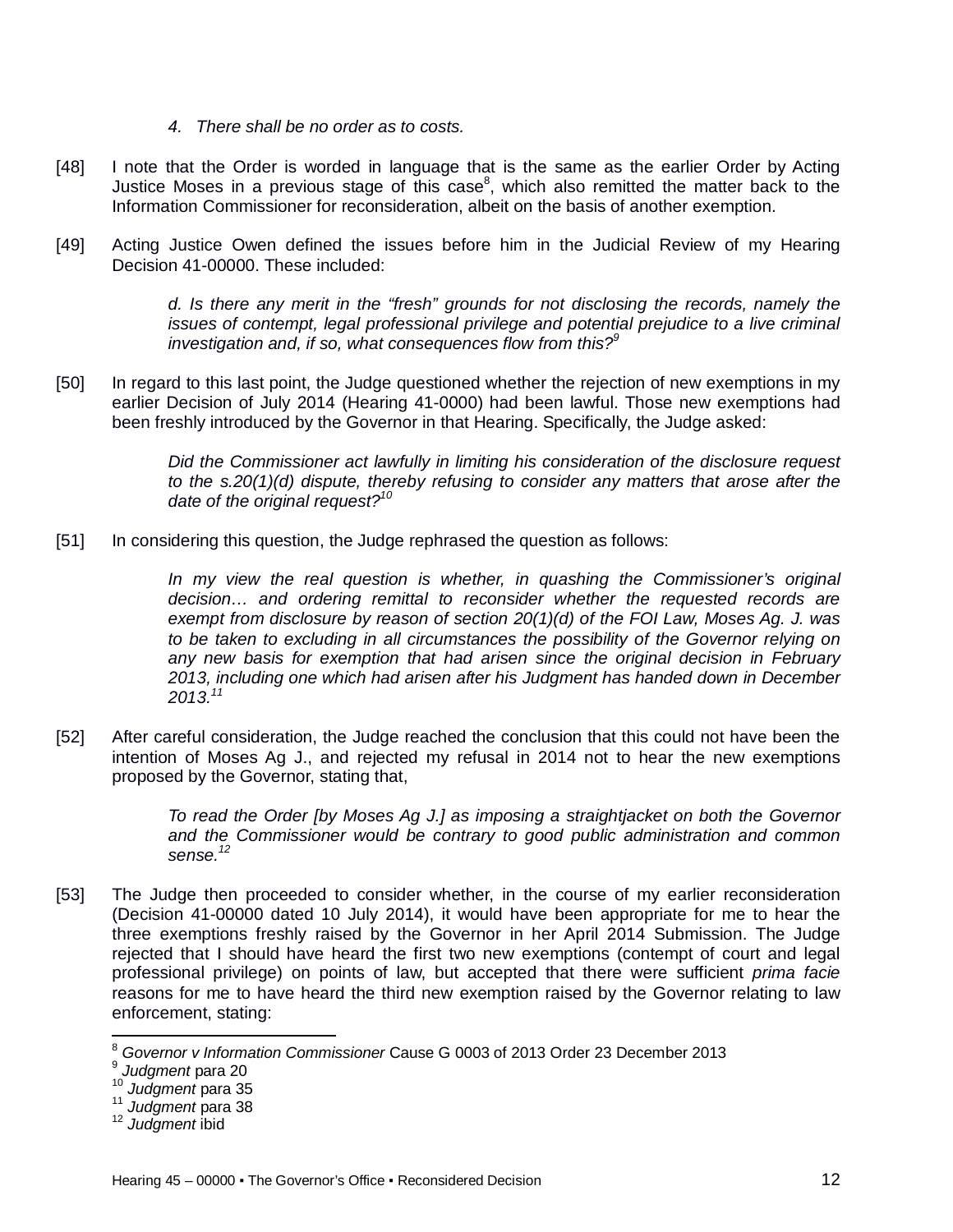> *4. There shall be no order as to costs.*

[48] I note that the Order is worded in language that is the same as the earlier Order by Acting Justice Moses in a previous stage of this case[8], which also remitted the matter back to the Information Commissioner for reconsideration, albeit on the basis of another exemption.

[49] Acting Justice Owen defined the issues before him in the Judicial Review of my Hearing Decision 41-00000. These included:

> *d. Is there any merit in the "fresh" grounds for not disclosing the records, namely the issues of contempt, legal professional privilege and potential prejudice to a live criminal investigation and, if so, what consequences flow from this?*[9]

[50] In regard to this last point, the Judge questioned whether the rejection of new exemptions in my earlier Decision of July 2014 (Hearing 41-0000) had been lawful. Those new exemptions had been freshly introduced by the Governor in that Hearing. Specifically, the Judge asked:

> *Did the Commissioner act lawfully in limiting his consideration of the disclosure request to the s.20(1)(d) dispute, thereby refusing to consider any matters that arose after the date of the original request?*[10]

[51] In considering this question, the Judge rephrased the question as follows:

> *In my view the real question is whether, in quashing the Commissioner's original decision… and ordering remittal to reconsider whether the requested records are exempt from disclosure by reason of section 20(1)(d) of the FOI Law, Moses Ag. J. was to be taken to excluding in all circumstances the possibility of the Governor relying on any new basis for exemption that had arisen since the original decision in February 2013, including one which had arisen after his Judgment has handed down in December 2013.*[11]

[52] After careful consideration, the Judge reached the conclusion that this could not have been the intention of Moses Ag J., and rejected my refusal in 2014 not to hear the new exemptions proposed by the Governor, stating that,

> *To read the Order [by Moses Ag J.] as imposing a straightjacket on both the Governor and the Commissioner would be contrary to good public administration and common sense.*[12]

[53] The Judge then proceeded to consider whether, in the course of my earlier reconsideration (Decision 41-00000 dated 10 July 2014), it would have been appropriate for me to hear the three exemptions freshly raised by the Governor in her April 2014 Submission. The Judge rejected that I should have heard the first two new exemptions (contempt of court and legal professional privilege) on points of law, but accepted that there were sufficient *prima facie* reasons for me to have heard the third new exemption raised by the Governor relating to law enforcement, stating:

---

[8] *Governor v Information Commissioner* Cause G 0003 of 2013 Order 23 December 2013

[9] *Judgment* para 20

[10] *Judgment* para 35

[11] *Judgment* para 38

[12] *Judgment* ibid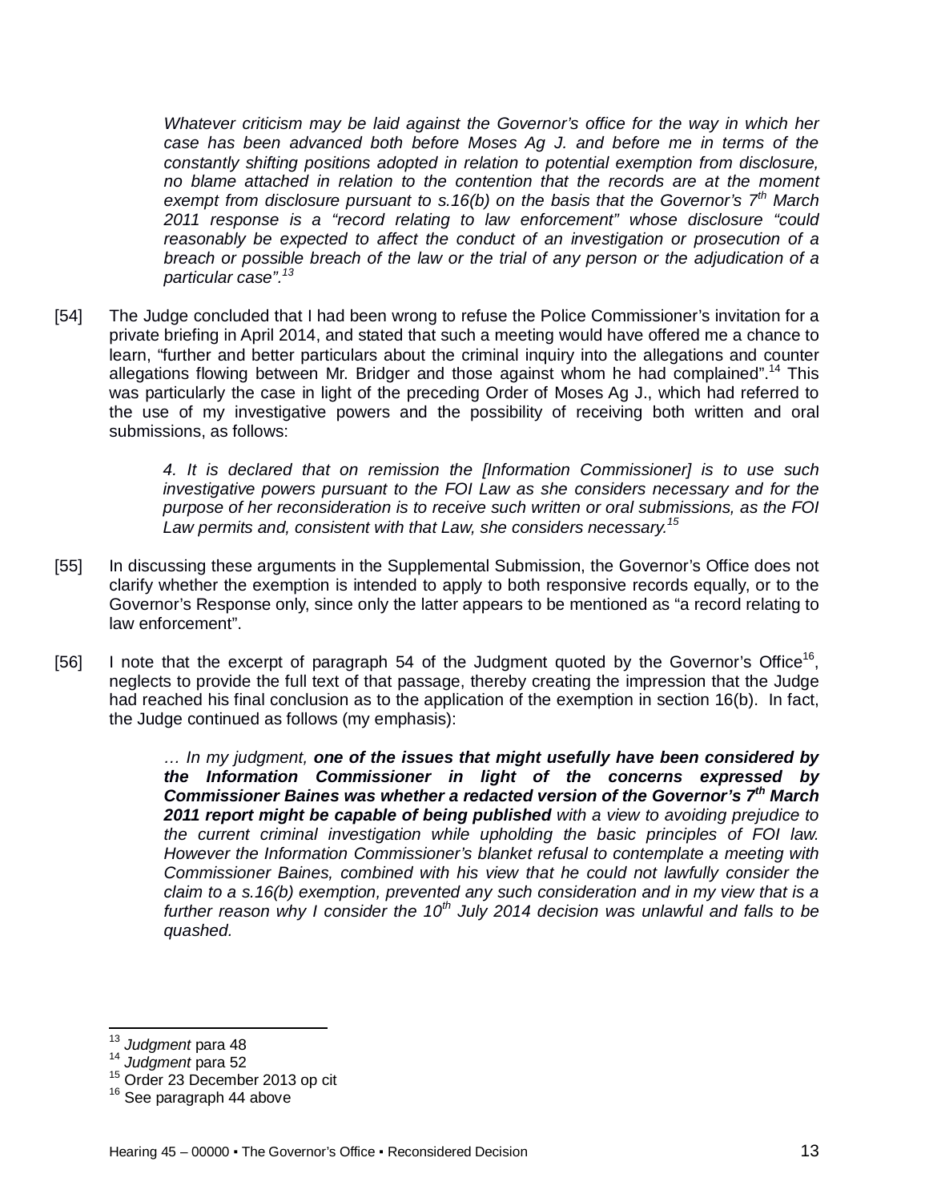> *Whatever criticism may be laid against the Governor's office for the way in which her case has been advanced both before Moses Ag J. and before me in terms of the constantly shifting positions adopted in relation to potential exemption from disclosure, no blame attached in relation to the contention that the records are at the moment exempt from disclosure pursuant to s.16(b) on the basis that the Governor's 7th March 2011 response is a "record relating to law enforcement" whose disclosure "could reasonably be expected to affect the conduct of an investigation or prosecution of a breach or possible breach of the law or the trial of any person or the adjudication of a particular case".*[13]

[54] The Judge concluded that I had been wrong to refuse the Police Commissioner's invitation for a private briefing in April 2014, and stated that such a meeting would have offered me a chance to learn, "further and better particulars about the criminal inquiry into the allegations and counter allegations flowing between Mr. Bridger and those against whom he had complained".[14] This was particularly the case in light of the preceding Order of Moses Ag J., which had referred to the use of my investigative powers and the possibility of receiving both written and oral submissions, as follows:

> *4. It is declared that on remission the [Information Commissioner] is to use such investigative powers pursuant to the FOI Law as she considers necessary and for the purpose of her reconsideration is to receive such written or oral submissions, as the FOI Law permits and, consistent with that Law, she considers necessary.*[15]

[55] In discussing these arguments in the Supplemental Submission, the Governor's Office does not clarify whether the exemption is intended to apply to both responsive records equally, or to the Governor's Response only, since only the latter appears to be mentioned as "a record relating to law enforcement".

[56] I note that the excerpt of paragraph 54 of the Judgment quoted by the Governor's Office[16], neglects to provide the full text of that passage, thereby creating the impression that the Judge had reached his final conclusion as to the application of the exemption in section 16(b). In fact, the Judge continued as follows (my emphasis):

> *… In my judgment, **one of the issues that might usefully have been considered by the Information Commissioner in light of the concerns expressed by Commissioner Baines was whether a redacted version of the Governor's 7th March 2011 report might be capable of being published** with a view to avoiding prejudice to the current criminal investigation while upholding the basic principles of FOI law. However the Information Commissioner's blanket refusal to contemplate a meeting with Commissioner Baines, combined with his view that he could not lawfully consider the claim to a s.16(b) exemption, prevented any such consideration and in my view that is a further reason why I consider the 10th July 2014 decision was unlawful and falls to be quashed.*

---

[13] *Judgment* para 48
[14] *Judgment* para 52
[15] Order 23 December 2013 op cit
[16] See paragraph 44 above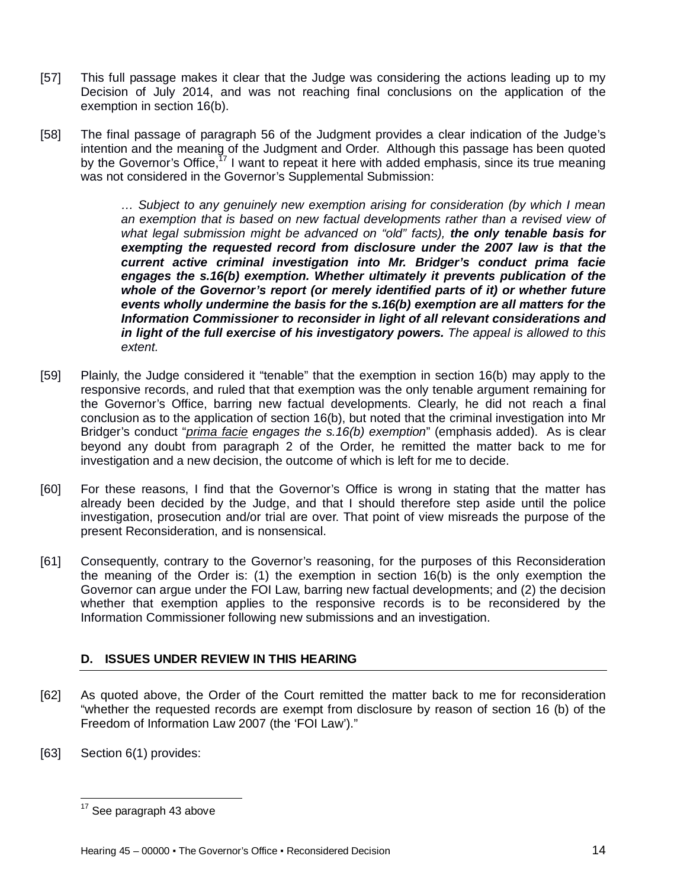[57] This full passage makes it clear that the Judge was considering the actions leading up to my Decision of July 2014, and was not reaching final conclusions on the application of the exemption in section 16(b).

[58] The final passage of paragraph 56 of the Judgment provides a clear indication of the Judge's intention and the meaning of the Judgment and Order. Although this passage has been quoted by the Governor's Office,[17] I want to repeat it here with added emphasis, since its true meaning was not considered in the Governor's Supplemental Submission:

> *… Subject to any genuinely new exemption arising for consideration (by which I mean an exemption that is based on new factual developments rather than a revised view of what legal submission might be advanced on "old" facts), **the only tenable basis for exempting the requested record from disclosure under the 2007 law is that the current active criminal investigation into Mr. Bridger's conduct prima facie engages the s.16(b) exemption. Whether ultimately it prevents publication of the whole of the Governor's report (or merely identified parts of it) or whether future events wholly undermine the basis for the s.16(b) exemption are all matters for the Information Commissioner to reconsider in light of all relevant considerations and in light of the full exercise of his investigatory powers.** The appeal is allowed to this extent.*

[59] Plainly, the Judge considered it "tenable" that the exemption in section 16(b) may apply to the responsive records, and ruled that that exemption was the only tenable argument remaining for the Governor's Office, barring new factual developments. Clearly, he did not reach a final conclusion as to the application of section 16(b), but noted that the criminal investigation into Mr Bridger's conduct "*prima facie engages the s.16(b) exemption*" (emphasis added). As is clear beyond any doubt from paragraph 2 of the Order, he remitted the matter back to me for investigation and a new decision, the outcome of which is left for me to decide.

[60] For these reasons, I find that the Governor's Office is wrong in stating that the matter has already been decided by the Judge, and that I should therefore step aside until the police investigation, prosecution and/or trial are over. That point of view misreads the purpose of the present Reconsideration, and is nonsensical.

[61] Consequently, contrary to the Governor's reasoning, for the purposes of this Reconsideration the meaning of the Order is: (1) the exemption in section 16(b) is the only exemption the Governor can argue under the FOI Law, barring new factual developments; and (2) the decision whether that exemption applies to the responsive records is to be reconsidered by the Information Commissioner following new submissions and an investigation.

## D. ISSUES UNDER REVIEW IN THIS HEARING

[62] As quoted above, the Order of the Court remitted the matter back to me for reconsideration "whether the requested records are exempt from disclosure by reason of section 16 (b) of the Freedom of Information Law 2007 (the 'FOI Law')."

[63] Section 6(1) provides:

---

[17] See paragraph 43 above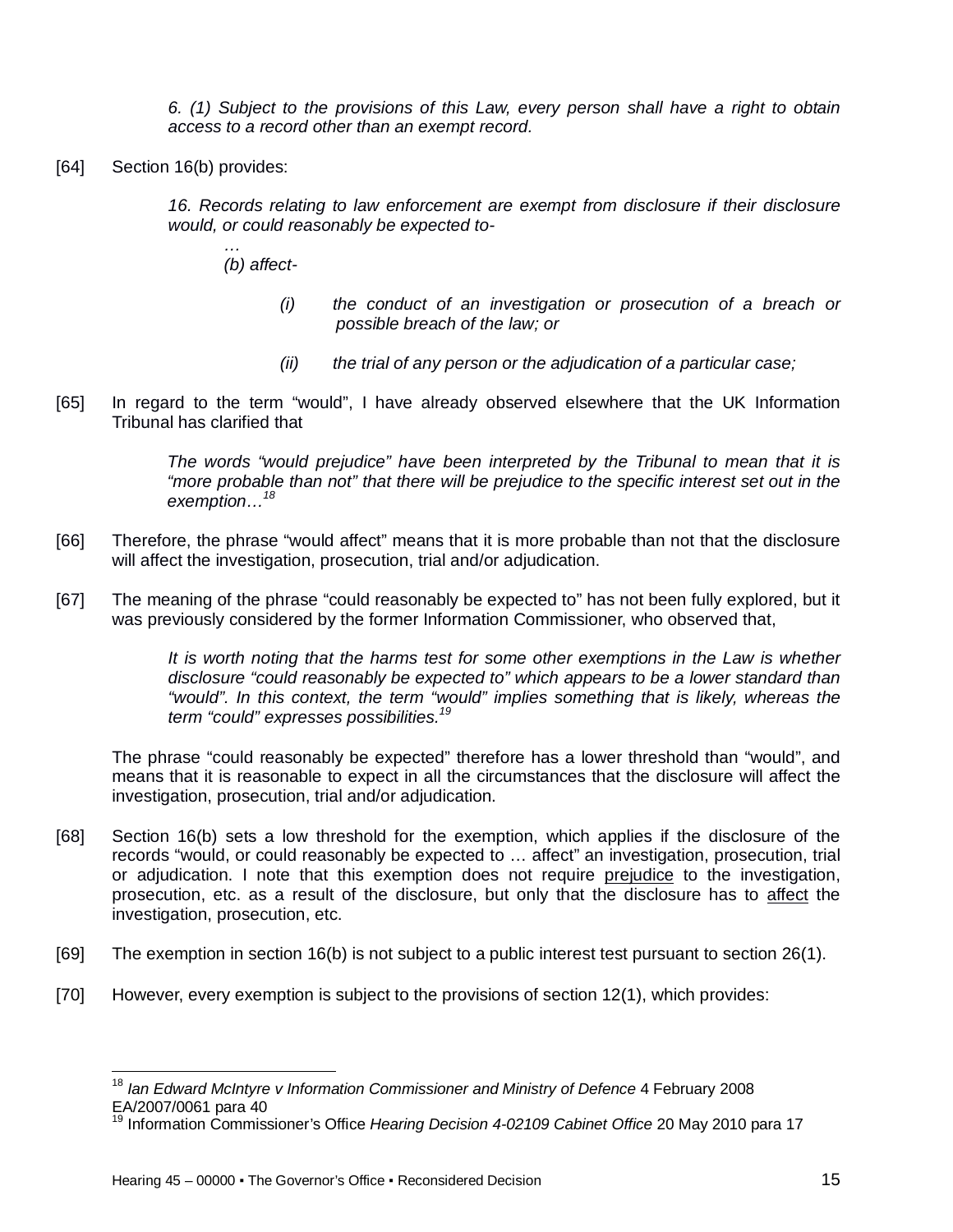*6. (1) Subject to the provisions of this Law, every person shall have a right to obtain access to a record other than an exempt record.*

[64] Section 16(b) provides:

> *16. Records relating to law enforcement are exempt from disclosure if their disclosure would, or could reasonably be expected to-*
>
> *…*
>
> *(b) affect-*
>
> *(i) the conduct of an investigation or prosecution of a breach or possible breach of the law; or*
>
> *(ii) the trial of any person or the adjudication of a particular case;*

[65] In regard to the term "would", I have already observed elsewhere that the UK Information Tribunal has clarified that

> *The words "would prejudice" have been interpreted by the Tribunal to mean that it is "more probable than not" that there will be prejudice to the specific interest set out in the exemption…*[18]

[66] Therefore, the phrase "would affect" means that it is more probable than not that the disclosure will affect the investigation, prosecution, trial and/or adjudication.

[67] The meaning of the phrase "could reasonably be expected to" has not been fully explored, but it was previously considered by the former Information Commissioner, who observed that,

> *It is worth noting that the harms test for some other exemptions in the Law is whether disclosure "could reasonably be expected to" which appears to be a lower standard than "would". In this context, the term "would" implies something that is likely, whereas the term "could" expresses possibilities.*[19]

The phrase "could reasonably be expected" therefore has a lower threshold than "would", and means that it is reasonable to expect in all the circumstances that the disclosure will affect the investigation, prosecution, trial and/or adjudication.

[68] Section 16(b) sets a low threshold for the exemption, which applies if the disclosure of the records "would, or could reasonably be expected to … affect" an investigation, prosecution, trial or adjudication. I note that this exemption does not require prejudice to the investigation, prosecution, etc. as a result of the disclosure, but only that the disclosure has to affect the investigation, prosecution, etc.

[69] The exemption in section 16(b) is not subject to a public interest test pursuant to section 26(1).

[70] However, every exemption is subject to the provisions of section 12(1), which provides:

---

[18] *Ian Edward McIntyre v Information Commissioner and Ministry of Defence* 4 February 2008 EA/2007/0061 para 40

[19] Information Commissioner's Office *Hearing Decision 4-02109 Cabinet Office* 20 May 2010 para 17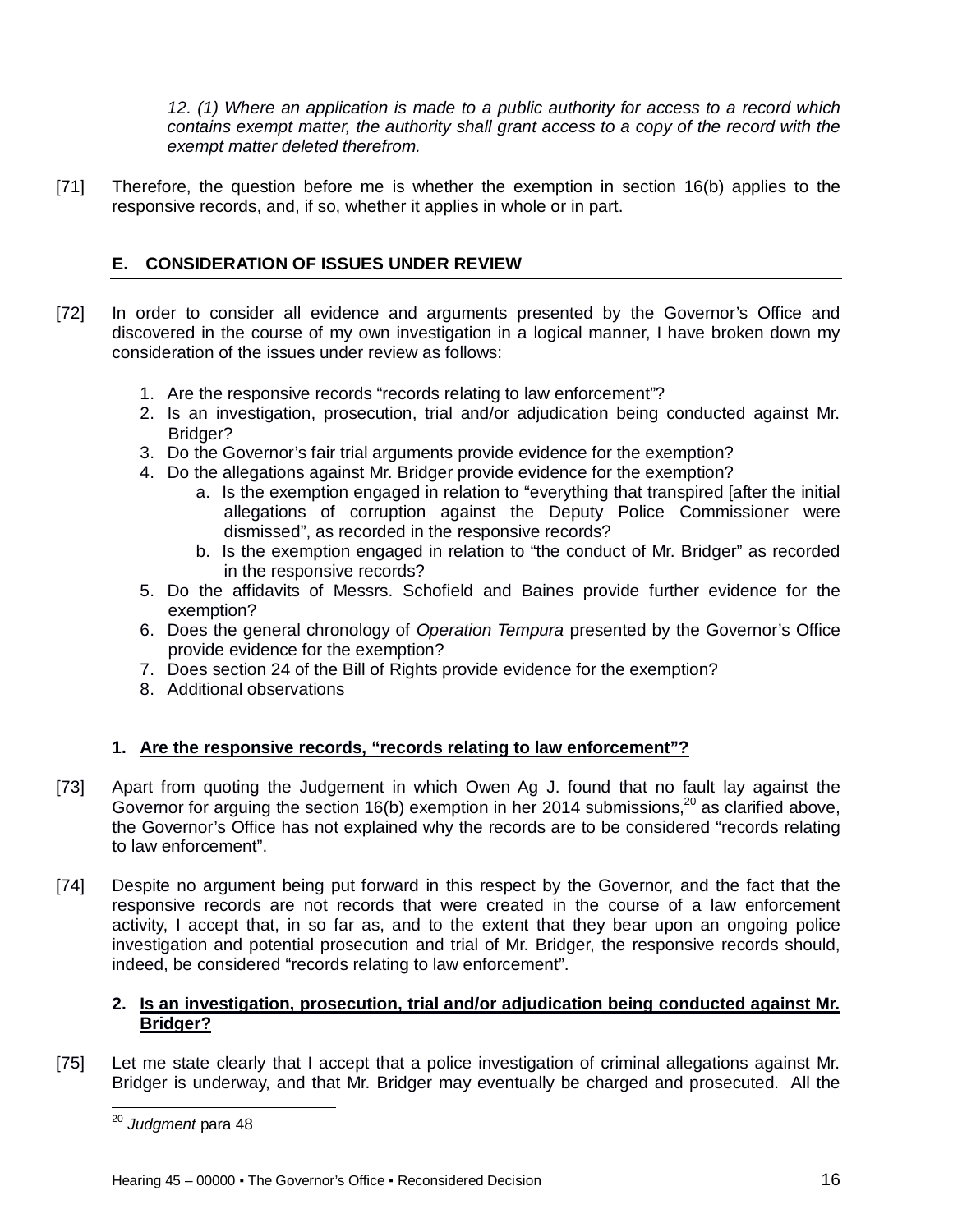*12. (1) Where an application is made to a public authority for access to a record which contains exempt matter, the authority shall grant access to a copy of the record with the exempt matter deleted therefrom.*

[71] Therefore, the question before me is whether the exemption in section 16(b) applies to the responsive records, and, if so, whether it applies in whole or in part.

## E. CONSIDERATION OF ISSUES UNDER REVIEW

[72] In order to consider all evidence and arguments presented by the Governor's Office and discovered in the course of my own investigation in a logical manner, I have broken down my consideration of the issues under review as follows:

1. Are the responsive records "records relating to law enforcement"?
2. Is an investigation, prosecution, trial and/or adjudication being conducted against Mr. Bridger?
3. Do the Governor's fair trial arguments provide evidence for the exemption?
4. Do the allegations against Mr. Bridger provide evidence for the exemption?
    a. Is the exemption engaged in relation to "everything that transpired [after the initial allegations of corruption against the Deputy Police Commissioner were dismissed", as recorded in the responsive records?
    b. Is the exemption engaged in relation to "the conduct of Mr. Bridger" as recorded in the responsive records?
5. Do the affidavits of Messrs. Schofield and Baines provide further evidence for the exemption?
6. Does the general chronology of *Operation Tempura* presented by the Governor's Office provide evidence for the exemption?
7. Does section 24 of the Bill of Rights provide evidence for the exemption?
8. Additional observations

### 1. Are the responsive records, "records relating to law enforcement"?

[73] Apart from quoting the Judgement in which Owen Ag J. found that no fault lay against the Governor for arguing the section 16(b) exemption in her 2014 submissions,[20] as clarified above, the Governor's Office has not explained why the records are to be considered "records relating to law enforcement".

[74] Despite no argument being put forward in this respect by the Governor, and the fact that the responsive records are not records that were created in the course of a law enforcement activity, I accept that, in so far as, and to the extent that they bear upon an ongoing police investigation and potential prosecution and trial of Mr. Bridger, the responsive records should, indeed, be considered "records relating to law enforcement".

### 2. Is an investigation, prosecution, trial and/or adjudication being conducted against Mr. Bridger?

[75] Let me state clearly that I accept that a police investigation of criminal allegations against Mr. Bridger is underway, and that Mr. Bridger may eventually be charged and prosecuted. All the

[20] *Judgment* para 48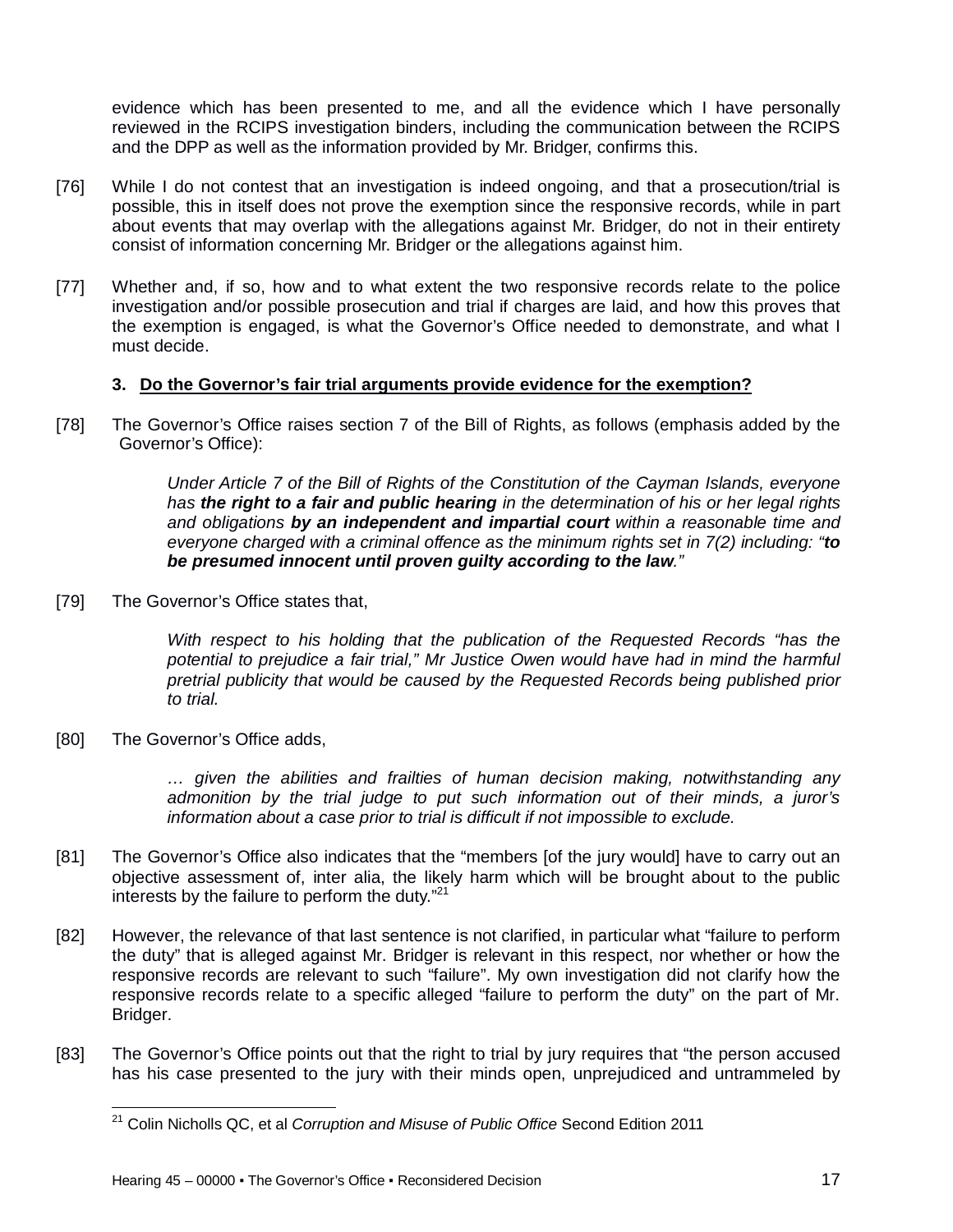evidence which has been presented to me, and all the evidence which I have personally reviewed in the RCIPS investigation binders, including the communication between the RCIPS and the DPP as well as the information provided by Mr. Bridger, confirms this.

[76] While I do not contest that an investigation is indeed ongoing, and that a prosecution/trial is possible, this in itself does not prove the exemption since the responsive records, while in part about events that may overlap with the allegations against Mr. Bridger, do not in their entirety consist of information concerning Mr. Bridger or the allegations against him.

[77] Whether and, if so, how and to what extent the two responsive records relate to the police investigation and/or possible prosecution and trial if charges are laid, and how this proves that the exemption is engaged, is what the Governor's Office needed to demonstrate, and what I must decide.

### 3. Do the Governor's fair trial arguments provide evidence for the exemption?

[78] The Governor's Office raises section 7 of the Bill of Rights, as follows (emphasis added by the Governor's Office):

> *Under Article 7 of the Bill of Rights of the Constitution of the Cayman Islands, everyone has* ***the right to a fair and public hearing*** *in the determination of his or her legal rights and obligations* ***by an independent and impartial court*** *within a reasonable time and everyone charged with a criminal offence as the minimum rights set in 7(2) including: "****to be presumed innocent until proven guilty according to the law****."*

[79] The Governor's Office states that,

> *With respect to his holding that the publication of the Requested Records "has the potential to prejudice a fair trial," Mr Justice Owen would have had in mind the harmful pretrial publicity that would be caused by the Requested Records being published prior to trial.*

[80] The Governor's Office adds,

> *… given the abilities and frailties of human decision making, notwithstanding any admonition by the trial judge to put such information out of their minds, a juror's information about a case prior to trial is difficult if not impossible to exclude.*

[81] The Governor's Office also indicates that the "members [of the jury would] have to carry out an objective assessment of, inter alia, the likely harm which will be brought about to the public interests by the failure to perform the duty."[21]

[82] However, the relevance of that last sentence is not clarified, in particular what "failure to perform the duty" that is alleged against Mr. Bridger is relevant in this respect, nor whether or how the responsive records are relevant to such "failure". My own investigation did not clarify how the responsive records relate to a specific alleged "failure to perform the duty" on the part of Mr. Bridger.

[83] The Governor's Office points out that the right to trial by jury requires that "the person accused has his case presented to the jury with their minds open, unprejudiced and untrammeled by

---

[21] Colin Nicholls QC, et al *Corruption and Misuse of Public Office* Second Edition 2011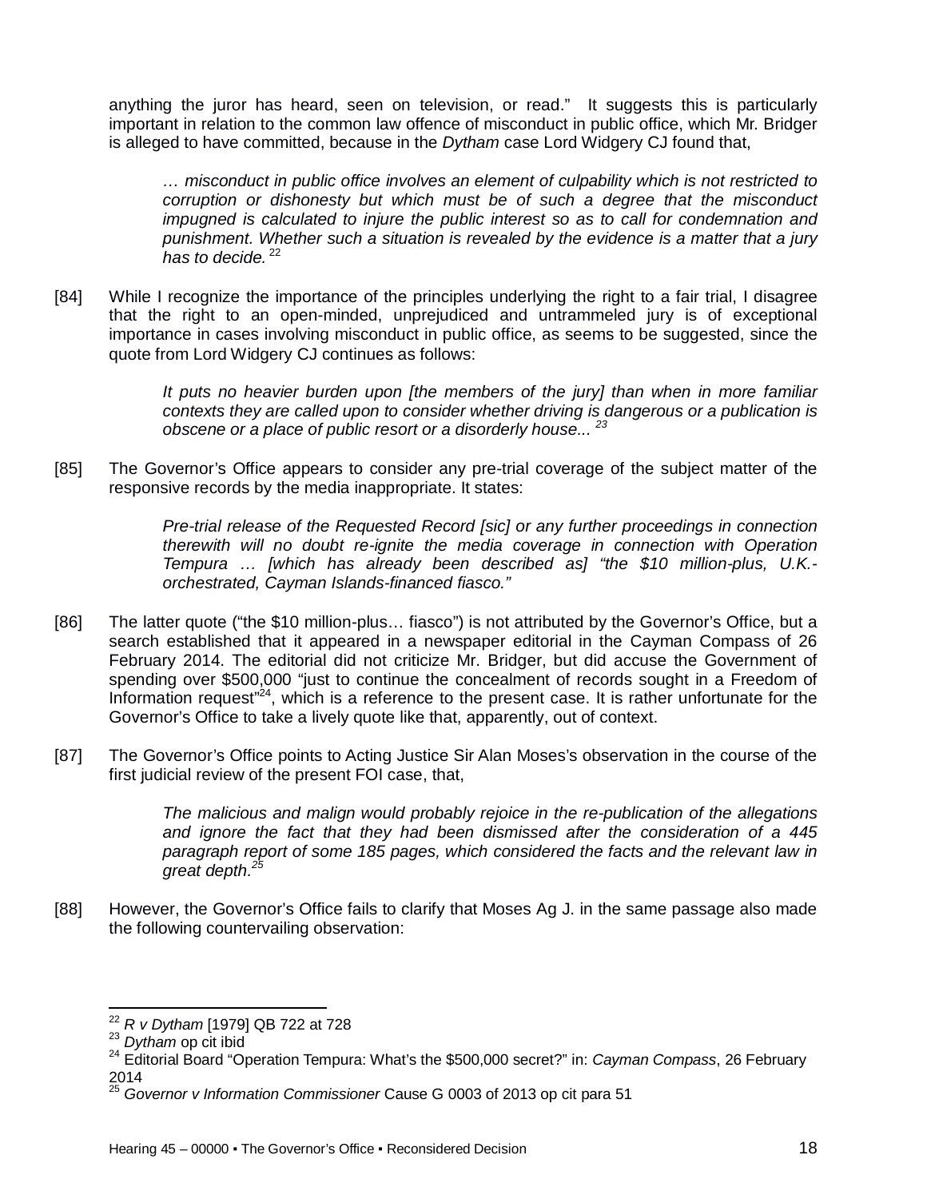anything the juror has heard, seen on television, or read." It suggests this is particularly important in relation to the common law offence of misconduct in public office, which Mr. Bridger is alleged to have committed, because in the *Dytham* case Lord Widgery CJ found that,

> *… misconduct in public office involves an element of culpability which is not restricted to corruption or dishonesty but which must be of such a degree that the misconduct impugned is calculated to injure the public interest so as to call for condemnation and punishment. Whether such a situation is revealed by the evidence is a matter that a jury has to decide.* [22]

[84] While I recognize the importance of the principles underlying the right to a fair trial, I disagree that the right to an open-minded, unprejudiced and untrammeled jury is of exceptional importance in cases involving misconduct in public office, as seems to be suggested, since the quote from Lord Widgery CJ continues as follows:

> *It puts no heavier burden upon [the members of the jury] than when in more familiar contexts they are called upon to consider whether driving is dangerous or a publication is obscene or a place of public resort or a disorderly house...* [23]

[85] The Governor's Office appears to consider any pre-trial coverage of the subject matter of the responsive records by the media inappropriate. It states:

> *Pre-trial release of the Requested Record [sic] or any further proceedings in connection therewith will no doubt re-ignite the media coverage in connection with Operation Tempura … [which has already been described as] "the $10 million-plus, U.K.-orchestrated, Cayman Islands-financed fiasco."*

[86] The latter quote ("the $10 million-plus… fiasco") is not attributed by the Governor's Office, but a search established that it appeared in a newspaper editorial in the Cayman Compass of 26 February 2014. The editorial did not criticize Mr. Bridger, but did accuse the Government of spending over $500,000 "just to continue the concealment of records sought in a Freedom of Information request"[24], which is a reference to the present case. It is rather unfortunate for the Governor's Office to take a lively quote like that, apparently, out of context.

[87] The Governor's Office points to Acting Justice Sir Alan Moses's observation in the course of the first judicial review of the present FOI case, that,

> *The malicious and malign would probably rejoice in the re-publication of the allegations and ignore the fact that they had been dismissed after the consideration of a 445 paragraph report of some 185 pages, which considered the facts and the relevant law in great depth.*[25]

[88] However, the Governor's Office fails to clarify that Moses Ag J. in the same passage also made the following countervailing observation:

---

[22] *R v Dytham* [1979] QB 722 at 728

[23] *Dytham* op cit ibid

[24] Editorial Board "Operation Tempura: What's the $500,000 secret?" in: *Cayman Compass*, 26 February 2014

[25] *Governor v Information Commissioner* Cause G 0003 of 2013 op cit para 51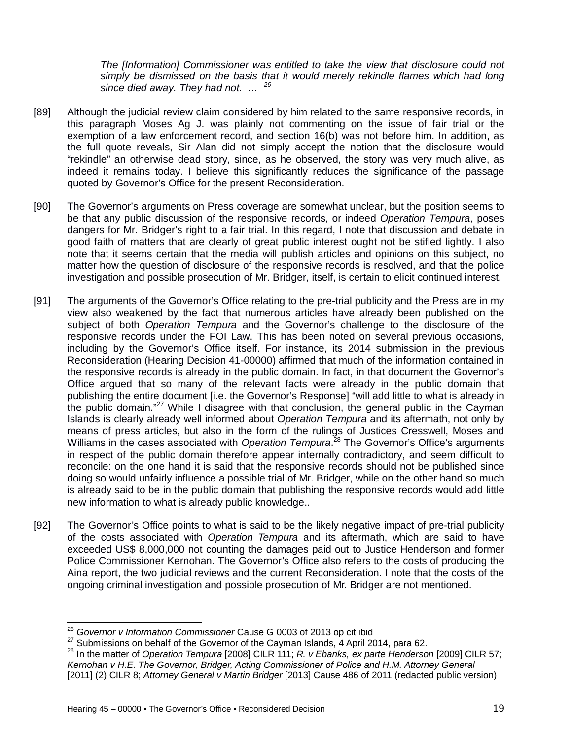> *The [Information] Commissioner was entitled to take the view that disclosure could not simply be dismissed on the basis that it would merely rekindle flames which had long since died away. They had not. …* [26]

[89] Although the judicial review claim considered by him related to the same responsive records, in this paragraph Moses Ag J. was plainly not commenting on the issue of fair trial or the exemption of a law enforcement record, and section 16(b) was not before him. In addition, as the full quote reveals, Sir Alan did not simply accept the notion that the disclosure would "rekindle" an otherwise dead story, since, as he observed, the story was very much alive, as indeed it remains today. I believe this significantly reduces the significance of the passage quoted by Governor's Office for the present Reconsideration.

[90] The Governor's arguments on Press coverage are somewhat unclear, but the position seems to be that any public discussion of the responsive records, or indeed *Operation Tempura*, poses dangers for Mr. Bridger's right to a fair trial. In this regard, I note that discussion and debate in good faith of matters that are clearly of great public interest ought not be stifled lightly. I also note that it seems certain that the media will publish articles and opinions on this subject, no matter how the question of disclosure of the responsive records is resolved, and that the police investigation and possible prosecution of Mr. Bridger, itself, is certain to elicit continued interest.

[91] The arguments of the Governor's Office relating to the pre-trial publicity and the Press are in my view also weakened by the fact that numerous articles have already been published on the subject of both *Operation Tempura* and the Governor's challenge to the disclosure of the responsive records under the FOI Law. This has been noted on several previous occasions, including by the Governor's Office itself. For instance, its 2014 submission in the previous Reconsideration (Hearing Decision 41-00000) affirmed that much of the information contained in the responsive records is already in the public domain. In fact, in that document the Governor's Office argued that so many of the relevant facts were already in the public domain that publishing the entire document [i.e. the Governor's Response] "will add little to what is already in the public domain."[27] While I disagree with that conclusion, the general public in the Cayman Islands is clearly already well informed about *Operation Tempura* and its aftermath, not only by means of press articles, but also in the form of the rulings of Justices Cresswell, Moses and Williams in the cases associated with *Operation Tempura*.[28] The Governor's Office's arguments in respect of the public domain therefore appear internally contradictory, and seem difficult to reconcile: on the one hand it is said that the responsive records should not be published since doing so would unfairly influence a possible trial of Mr. Bridger, while on the other hand so much is already said to be in the public domain that publishing the responsive records would add little new information to what is already public knowledge..

[92] The Governor's Office points to what is said to be the likely negative impact of pre-trial publicity of the costs associated with *Operation Tempura* and its aftermath, which are said to have exceeded US$ 8,000,000 not counting the damages paid out to Justice Henderson and former Police Commissioner Kernohan. The Governor's Office also refers to the costs of producing the Aina report, the two judicial reviews and the current Reconsideration. I note that the costs of the ongoing criminal investigation and possible prosecution of Mr. Bridger are not mentioned.

---

[26] *Governor v Information Commissioner* Cause G 0003 of 2013 op cit ibid

[27] Submissions on behalf of the Governor of the Cayman Islands, 4 April 2014, para 62.

[28] In the matter of *Operation Tempura* [2008] CILR 111; *R. v Ebanks, ex parte Henderson* [2009] CILR 57; *Kernohan v H.E. The Governor, Bridger, Acting Commissioner of Police and H.M. Attorney General* [2011] (2) CILR 8; *Attorney General v Martin Bridger* [2013] Cause 486 of 2011 (redacted public version)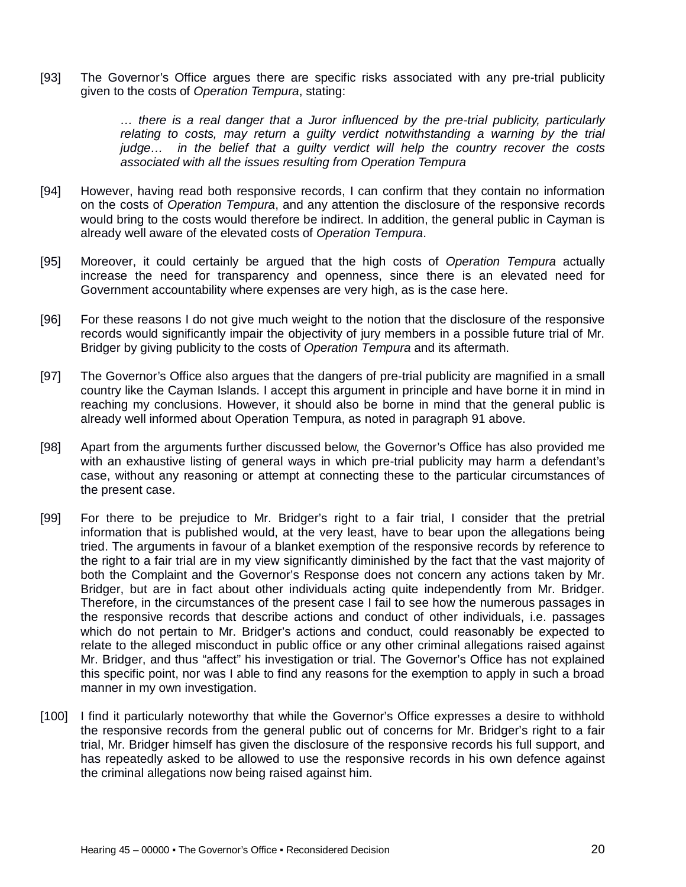[93] The Governor's Office argues there are specific risks associated with any pre-trial publicity given to the costs of *Operation Tempura*, stating:

> *… there is a real danger that a Juror influenced by the pre-trial publicity, particularly relating to costs, may return a guilty verdict notwithstanding a warning by the trial judge… in the belief that a guilty verdict will help the country recover the costs associated with all the issues resulting from Operation Tempura*

[94] However, having read both responsive records, I can confirm that they contain no information on the costs of *Operation Tempura*, and any attention the disclosure of the responsive records would bring to the costs would therefore be indirect. In addition, the general public in Cayman is already well aware of the elevated costs of *Operation Tempura*.

[95] Moreover, it could certainly be argued that the high costs of *Operation Tempura* actually increase the need for transparency and openness, since there is an elevated need for Government accountability where expenses are very high, as is the case here.

[96] For these reasons I do not give much weight to the notion that the disclosure of the responsive records would significantly impair the objectivity of jury members in a possible future trial of Mr. Bridger by giving publicity to the costs of *Operation Tempura* and its aftermath.

[97] The Governor's Office also argues that the dangers of pre-trial publicity are magnified in a small country like the Cayman Islands. I accept this argument in principle and have borne it in mind in reaching my conclusions. However, it should also be borne in mind that the general public is already well informed about Operation Tempura, as noted in paragraph 91 above.

[98] Apart from the arguments further discussed below, the Governor's Office has also provided me with an exhaustive listing of general ways in which pre-trial publicity may harm a defendant's case, without any reasoning or attempt at connecting these to the particular circumstances of the present case.

[99] For there to be prejudice to Mr. Bridger's right to a fair trial, I consider that the pretrial information that is published would, at the very least, have to bear upon the allegations being tried. The arguments in favour of a blanket exemption of the responsive records by reference to the right to a fair trial are in my view significantly diminished by the fact that the vast majority of both the Complaint and the Governor's Response does not concern any actions taken by Mr. Bridger, but are in fact about other individuals acting quite independently from Mr. Bridger. Therefore, in the circumstances of the present case I fail to see how the numerous passages in the responsive records that describe actions and conduct of other individuals, i.e. passages which do not pertain to Mr. Bridger's actions and conduct, could reasonably be expected to relate to the alleged misconduct in public office or any other criminal allegations raised against Mr. Bridger, and thus "affect" his investigation or trial. The Governor's Office has not explained this specific point, nor was I able to find any reasons for the exemption to apply in such a broad manner in my own investigation.

[100] I find it particularly noteworthy that while the Governor's Office expresses a desire to withhold the responsive records from the general public out of concerns for Mr. Bridger's right to a fair trial, Mr. Bridger himself has given the disclosure of the responsive records his full support, and has repeatedly asked to be allowed to use the responsive records in his own defence against the criminal allegations now being raised against him.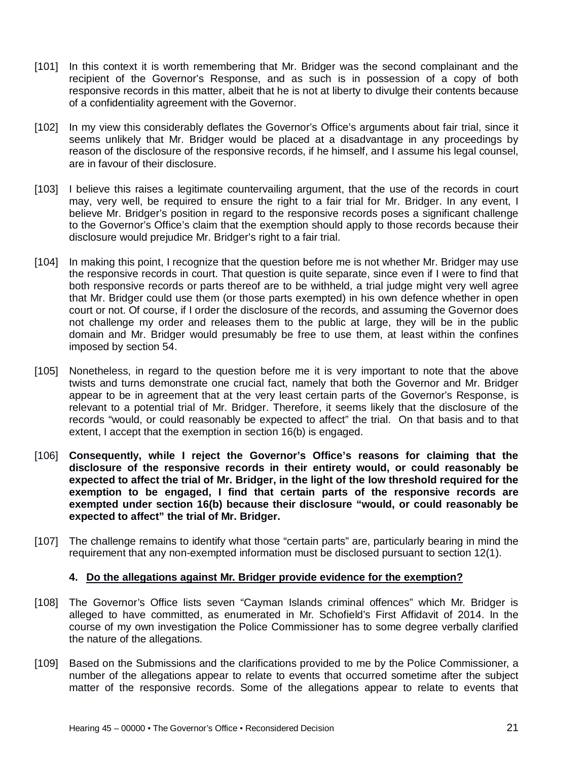[101] In this context it is worth remembering that Mr. Bridger was the second complainant and the recipient of the Governor's Response, and as such is in possession of a copy of both responsive records in this matter, albeit that he is not at liberty to divulge their contents because of a confidentiality agreement with the Governor.

[102] In my view this considerably deflates the Governor's Office's arguments about fair trial, since it seems unlikely that Mr. Bridger would be placed at a disadvantage in any proceedings by reason of the disclosure of the responsive records, if he himself, and I assume his legal counsel, are in favour of their disclosure.

[103] I believe this raises a legitimate countervailing argument, that the use of the records in court may, very well, be required to ensure the right to a fair trial for Mr. Bridger. In any event, I believe Mr. Bridger's position in regard to the responsive records poses a significant challenge to the Governor's Office's claim that the exemption should apply to those records because their disclosure would prejudice Mr. Bridger's right to a fair trial.

[104] In making this point, I recognize that the question before me is not whether Mr. Bridger may use the responsive records in court. That question is quite separate, since even if I were to find that both responsive records or parts thereof are to be withheld, a trial judge might very well agree that Mr. Bridger could use them (or those parts exempted) in his own defence whether in open court or not. Of course, if I order the disclosure of the records, and assuming the Governor does not challenge my order and releases them to the public at large, they will be in the public domain and Mr. Bridger would presumably be free to use them, at least within the confines imposed by section 54.

[105] Nonetheless, in regard to the question before me it is very important to note that the above twists and turns demonstrate one crucial fact, namely that both the Governor and Mr. Bridger appear to be in agreement that at the very least certain parts of the Governor's Response, is relevant to a potential trial of Mr. Bridger. Therefore, it seems likely that the disclosure of the records "would, or could reasonably be expected to affect" the trial. On that basis and to that extent, I accept that the exemption in section 16(b) is engaged.

[106] **Consequently, while I reject the Governor's Office's reasons for claiming that the disclosure of the responsive records in their entirety would, or could reasonably be expected to affect the trial of Mr. Bridger, in the light of the low threshold required for the exemption to be engaged, I find that certain parts of the responsive records are exempted under section 16(b) because their disclosure "would, or could reasonably be expected to affect" the trial of Mr. Bridger.**

[107] The challenge remains to identify what those "certain parts" are, particularly bearing in mind the requirement that any non-exempted information must be disclosed pursuant to section 12(1).

**4. Do the allegations against Mr. Bridger provide evidence for the exemption?**

[108] The Governor's Office lists seven "Cayman Islands criminal offences" which Mr. Bridger is alleged to have committed, as enumerated in Mr. Schofield's First Affidavit of 2014. In the course of my own investigation the Police Commissioner has to some degree verbally clarified the nature of the allegations.

[109] Based on the Submissions and the clarifications provided to me by the Police Commissioner, a number of the allegations appear to relate to events that occurred sometime after the subject matter of the responsive records. Some of the allegations appear to relate to events that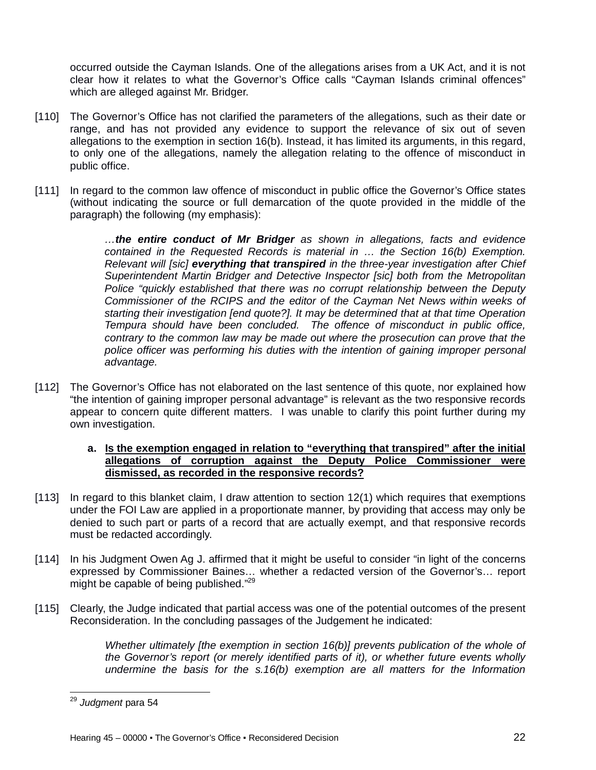occurred outside the Cayman Islands. One of the allegations arises from a UK Act, and it is not clear how it relates to what the Governor's Office calls "Cayman Islands criminal offences" which are alleged against Mr. Bridger.

[110] The Governor's Office has not clarified the parameters of the allegations, such as their date or range, and has not provided any evidence to support the relevance of six out of seven allegations to the exemption in section 16(b). Instead, it has limited its arguments, in this regard, to only one of the allegations, namely the allegation relating to the offence of misconduct in public office.

[111] In regard to the common law offence of misconduct in public office the Governor's Office states (without indicating the source or full demarcation of the quote provided in the middle of the paragraph) the following (my emphasis):

> *…**the entire conduct of Mr Bridger** as shown in allegations, facts and evidence contained in the Requested Records is material in … the Section 16(b) Exemption. Relevant will [sic] **everything that transpired** in the three-year investigation after Chief Superintendent Martin Bridger and Detective Inspector [sic] both from the Metropolitan Police "quickly established that there was no corrupt relationship between the Deputy Commissioner of the RCIPS and the editor of the Cayman Net News within weeks of starting their investigation [end quote?]. It may be determined that at that time Operation Tempura should have been concluded. The offence of misconduct in public office, contrary to the common law may be made out where the prosecution can prove that the police officer was performing his duties with the intention of gaining improper personal advantage.*

[112] The Governor's Office has not elaborated on the last sentence of this quote, nor explained how "the intention of gaining improper personal advantage" is relevant as the two responsive records appear to concern quite different matters. I was unable to clarify this point further during my own investigation.

**a. <u>Is the exemption engaged in relation to "everything that transpired" after the initial allegations of corruption against the Deputy Police Commissioner were dismissed, as recorded in the responsive records?</u>**

[113] In regard to this blanket claim, I draw attention to section 12(1) which requires that exemptions under the FOI Law are applied in a proportionate manner, by providing that access may only be denied to such part or parts of a record that are actually exempt, and that responsive records must be redacted accordingly.

[114] In his Judgment Owen Ag J. affirmed that it might be useful to consider "in light of the concerns expressed by Commissioner Baines… whether a redacted version of the Governor's… report might be capable of being published."[29]

[115] Clearly, the Judge indicated that partial access was one of the potential outcomes of the present Reconsideration. In the concluding passages of the Judgement he indicated:

> *Whether ultimately [the exemption in section 16(b)] prevents publication of the whole of the Governor's report (or merely identified parts of it), or whether future events wholly undermine the basis for the s.16(b) exemption are all matters for the Information*

[29] *Judgment* para 54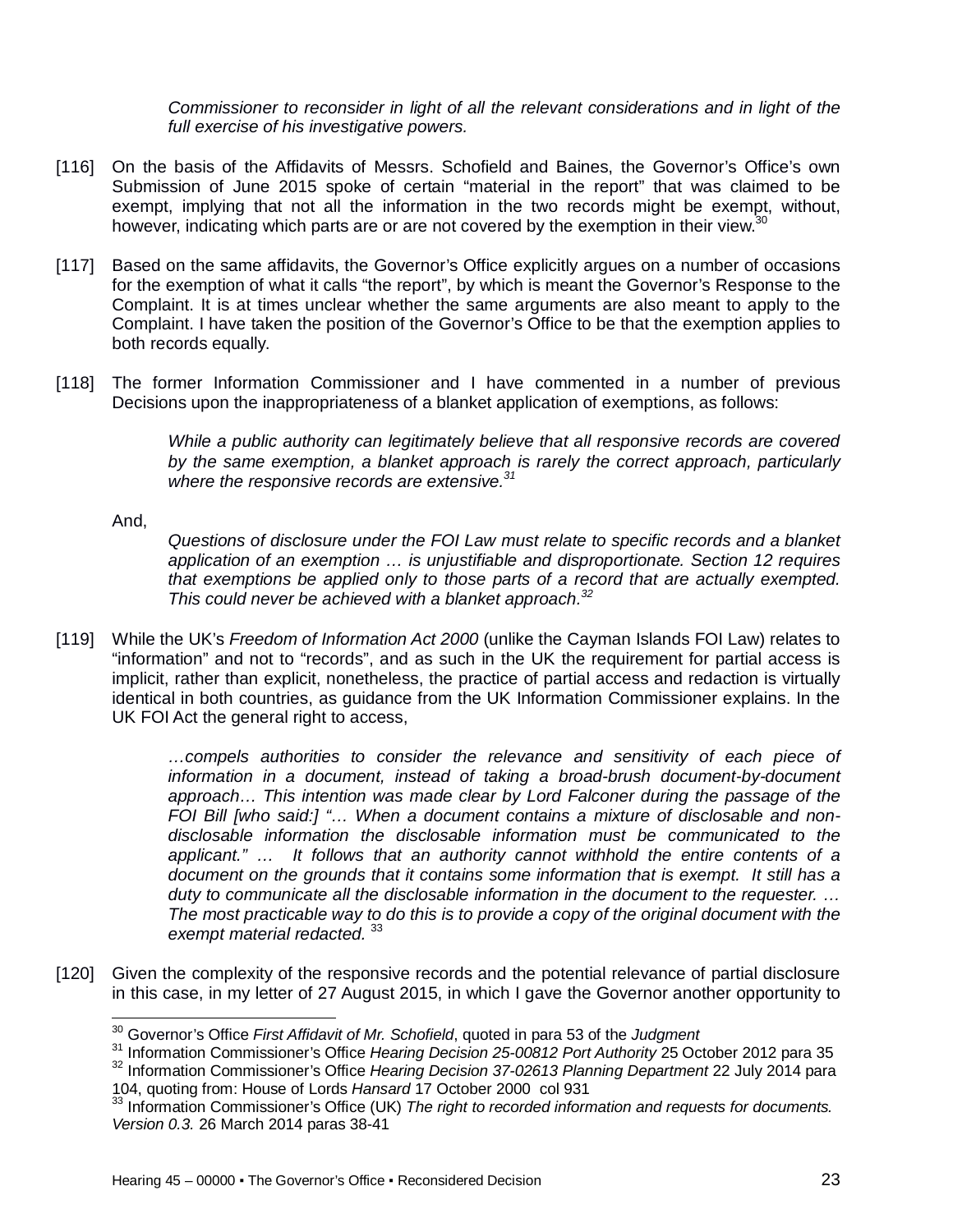*Commissioner to reconsider in light of all the relevant considerations and in light of the full exercise of his investigative powers.*

[116] On the basis of the Affidavits of Messrs. Schofield and Baines, the Governor's Office's own Submission of June 2015 spoke of certain "material in the report" that was claimed to be exempt, implying that not all the information in the two records might be exempt, without, however, indicating which parts are or are not covered by the exemption in their view.[30]

[117] Based on the same affidavits, the Governor's Office explicitly argues on a number of occasions for the exemption of what it calls "the report", by which is meant the Governor's Response to the Complaint. It is at times unclear whether the same arguments are also meant to apply to the Complaint. I have taken the position of the Governor's Office to be that the exemption applies to both records equally.

[118] The former Information Commissioner and I have commented in a number of previous Decisions upon the inappropriateness of a blanket application of exemptions, as follows:

> *While a public authority can legitimately believe that all responsive records are covered by the same exemption, a blanket approach is rarely the correct approach, particularly where the responsive records are extensive.*[31]

And,

> *Questions of disclosure under the FOI Law must relate to specific records and a blanket application of an exemption … is unjustifiable and disproportionate. Section 12 requires that exemptions be applied only to those parts of a record that are actually exempted. This could never be achieved with a blanket approach.*[32]

[119] While the UK's *Freedom of Information Act 2000* (unlike the Cayman Islands FOI Law) relates to "information" and not to "records", and as such in the UK the requirement for partial access is implicit, rather than explicit, nonetheless, the practice of partial access and redaction is virtually identical in both countries, as guidance from the UK Information Commissioner explains. In the UK FOI Act the general right to access,

> *…compels authorities to consider the relevance and sensitivity of each piece of information in a document, instead of taking a broad-brush document-by-document approach… This intention was made clear by Lord Falconer during the passage of the FOI Bill [who said:] "… When a document contains a mixture of disclosable and non-disclosable information the disclosable information must be communicated to the applicant." … It follows that an authority cannot withhold the entire contents of a document on the grounds that it contains some information that is exempt. It still has a duty to communicate all the disclosable information in the document to the requester. … The most practicable way to do this is to provide a copy of the original document with the exempt material redacted.* [33]

[120] Given the complexity of the responsive records and the potential relevance of partial disclosure in this case, in my letter of 27 August 2015, in which I gave the Governor another opportunity to

---

[30] Governor's Office *First Affidavit of Mr. Schofield*, quoted in para 53 of the *Judgment*

[31] Information Commissioner's Office *Hearing Decision 25-00812 Port Authority* 25 October 2012 para 35

[32] Information Commissioner's Office *Hearing Decision 37-02613 Planning Department* 22 July 2014 para 104, quoting from: House of Lords *Hansard* 17 October 2000 col 931

[33] Information Commissioner's Office (UK) *The right to recorded information and requests for documents. Version 0.3.* 26 March 2014 paras 38-41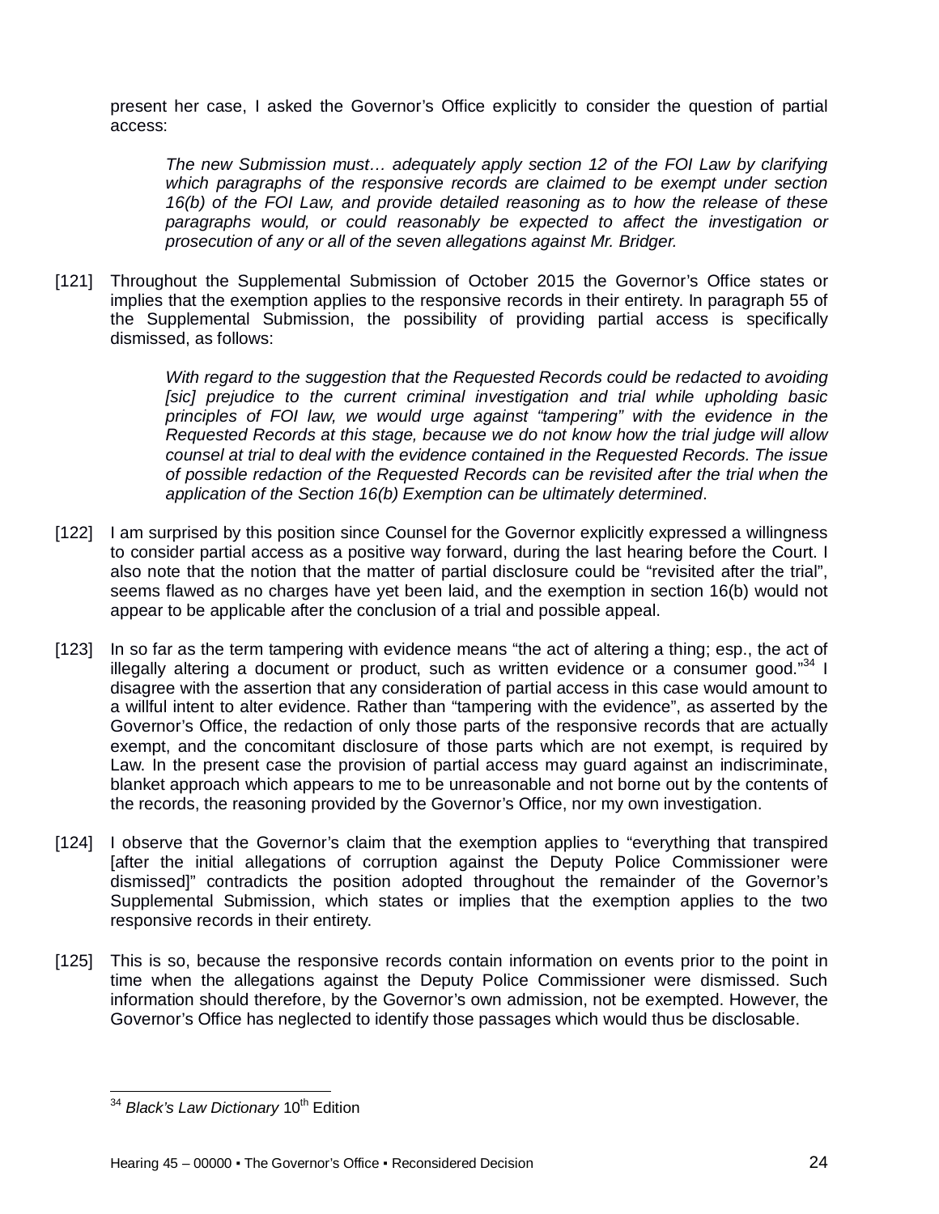present her case, I asked the Governor's Office explicitly to consider the question of partial access:

> *The new Submission must… adequately apply section 12 of the FOI Law by clarifying which paragraphs of the responsive records are claimed to be exempt under section 16(b) of the FOI Law, and provide detailed reasoning as to how the release of these paragraphs would, or could reasonably be expected to affect the investigation or prosecution of any or all of the seven allegations against Mr. Bridger.*

[121] Throughout the Supplemental Submission of October 2015 the Governor's Office states or implies that the exemption applies to the responsive records in their entirety. In paragraph 55 of the Supplemental Submission, the possibility of providing partial access is specifically dismissed, as follows:

> *With regard to the suggestion that the Requested Records could be redacted to avoiding [sic] prejudice to the current criminal investigation and trial while upholding basic principles of FOI law, we would urge against "tampering" with the evidence in the Requested Records at this stage, because we do not know how the trial judge will allow counsel at trial to deal with the evidence contained in the Requested Records. The issue of possible redaction of the Requested Records can be revisited after the trial when the application of the Section 16(b) Exemption can be ultimately determined*.

[122] I am surprised by this position since Counsel for the Governor explicitly expressed a willingness to consider partial access as a positive way forward, during the last hearing before the Court. I also note that the notion that the matter of partial disclosure could be "revisited after the trial", seems flawed as no charges have yet been laid, and the exemption in section 16(b) would not appear to be applicable after the conclusion of a trial and possible appeal.

[123] In so far as the term tampering with evidence means "the act of altering a thing; esp., the act of illegally altering a document or product, such as written evidence or a consumer good."[34] I disagree with the assertion that any consideration of partial access in this case would amount to a willful intent to alter evidence. Rather than "tampering with the evidence", as asserted by the Governor's Office, the redaction of only those parts of the responsive records that are actually exempt, and the concomitant disclosure of those parts which are not exempt, is required by Law. In the present case the provision of partial access may guard against an indiscriminate, blanket approach which appears to me to be unreasonable and not borne out by the contents of the records, the reasoning provided by the Governor's Office, nor my own investigation.

[124] I observe that the Governor's claim that the exemption applies to "everything that transpired [after the initial allegations of corruption against the Deputy Police Commissioner were dismissed]" contradicts the position adopted throughout the remainder of the Governor's Supplemental Submission, which states or implies that the exemption applies to the two responsive records in their entirety.

[125] This is so, because the responsive records contain information on events prior to the point in time when the allegations against the Deputy Police Commissioner were dismissed. Such information should therefore, by the Governor's own admission, not be exempted. However, the Governor's Office has neglected to identify those passages which would thus be disclosable.

---

[34] *Black's Law Dictionary* 10th Edition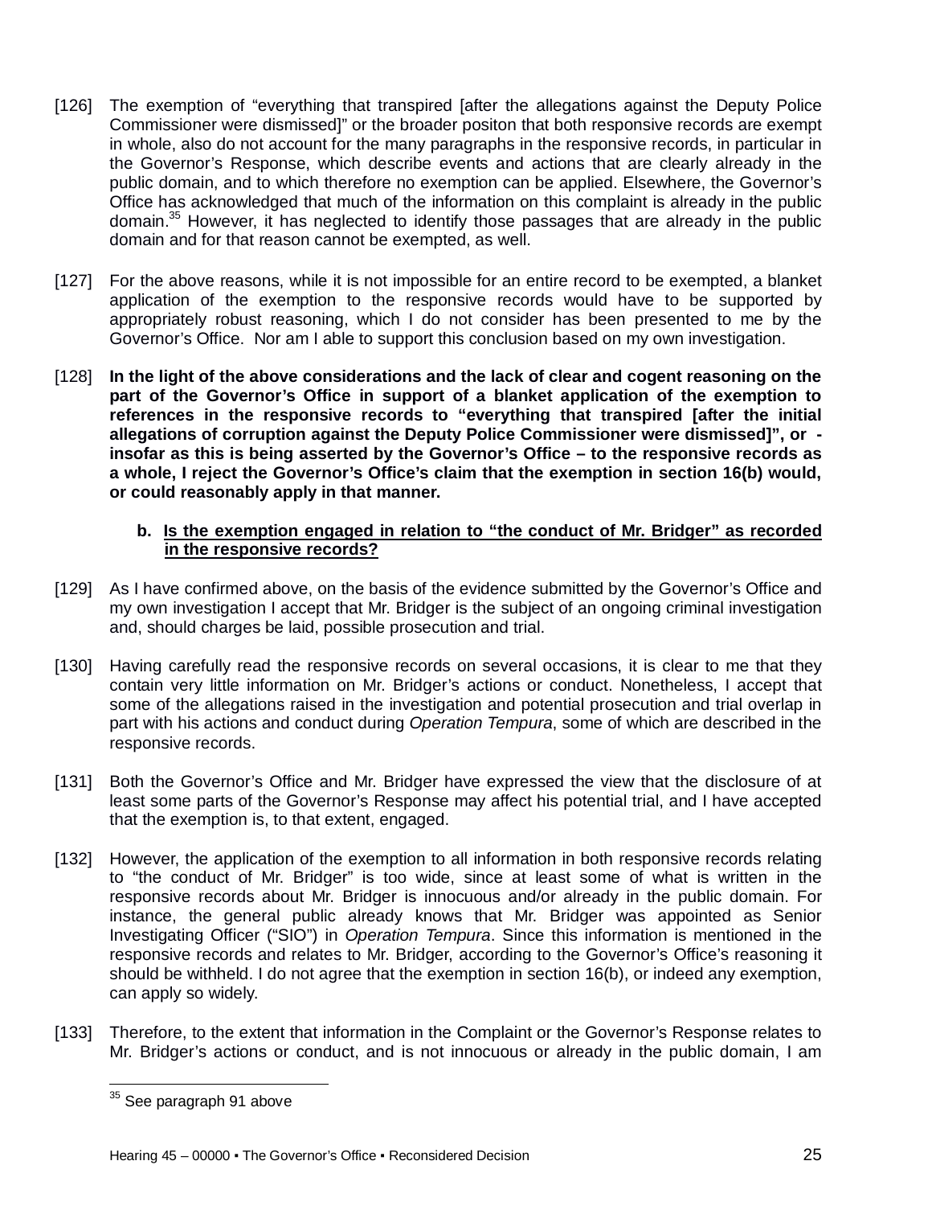[126] The exemption of "everything that transpired [after the allegations against the Deputy Police Commissioner were dismissed]" or the broader positon that both responsive records are exempt in whole, also do not account for the many paragraphs in the responsive records, in particular in the Governor's Response, which describe events and actions that are clearly already in the public domain, and to which therefore no exemption can be applied. Elsewhere, the Governor's Office has acknowledged that much of the information on this complaint is already in the public domain.[35] However, it has neglected to identify those passages that are already in the public domain and for that reason cannot be exempted, as well.

[127] For the above reasons, while it is not impossible for an entire record to be exempted, a blanket application of the exemption to the responsive records would have to be supported by appropriately robust reasoning, which I do not consider has been presented to me by the Governor's Office. Nor am I able to support this conclusion based on my own investigation.

[128] **In the light of the above considerations and the lack of clear and cogent reasoning on the part of the Governor's Office in support of a blanket application of the exemption to references in the responsive records to "everything that transpired [after the initial allegations of corruption against the Deputy Police Commissioner were dismissed]", or - insofar as this is being asserted by the Governor's Office – to the responsive records as a whole, I reject the Governor's Office's claim that the exemption in section 16(b) would, or could reasonably apply in that manner.**

**b. Is the exemption engaged in relation to "the conduct of Mr. Bridger" as recorded in the responsive records?**

[129] As I have confirmed above, on the basis of the evidence submitted by the Governor's Office and my own investigation I accept that Mr. Bridger is the subject of an ongoing criminal investigation and, should charges be laid, possible prosecution and trial.

[130] Having carefully read the responsive records on several occasions, it is clear to me that they contain very little information on Mr. Bridger's actions or conduct. Nonetheless, I accept that some of the allegations raised in the investigation and potential prosecution and trial overlap in part with his actions and conduct during *Operation Tempura*, some of which are described in the responsive records.

[131] Both the Governor's Office and Mr. Bridger have expressed the view that the disclosure of at least some parts of the Governor's Response may affect his potential trial, and I have accepted that the exemption is, to that extent, engaged.

[132] However, the application of the exemption to all information in both responsive records relating to "the conduct of Mr. Bridger" is too wide, since at least some of what is written in the responsive records about Mr. Bridger is innocuous and/or already in the public domain. For instance, the general public already knows that Mr. Bridger was appointed as Senior Investigating Officer ("SIO") in *Operation Tempura*. Since this information is mentioned in the responsive records and relates to Mr. Bridger, according to the Governor's Office's reasoning it should be withheld. I do not agree that the exemption in section 16(b), or indeed any exemption, can apply so widely.

[133] Therefore, to the extent that information in the Complaint or the Governor's Response relates to Mr. Bridger's actions or conduct, and is not innocuous or already in the public domain, I am

---

[35] See paragraph 91 above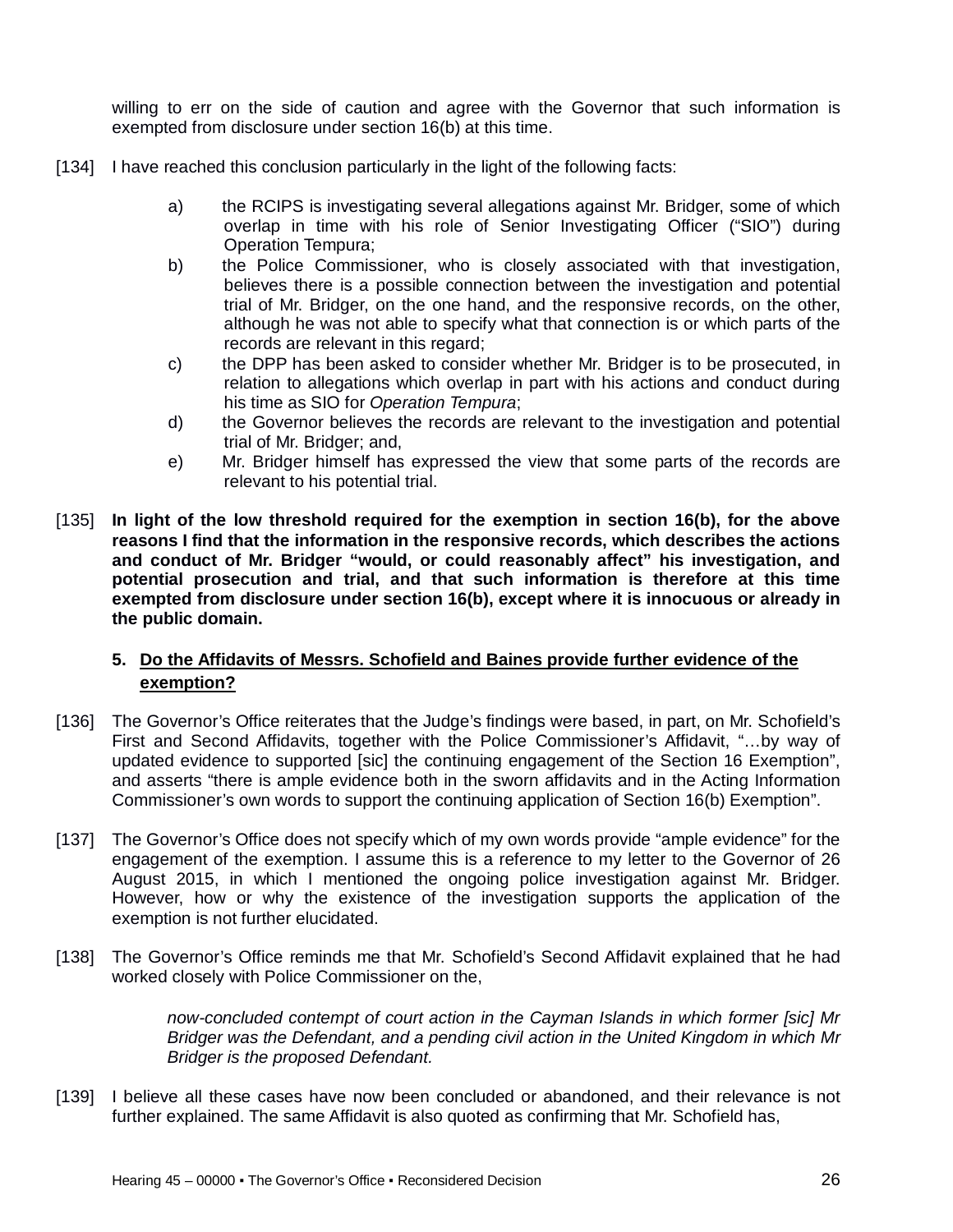willing to err on the side of caution and agree with the Governor that such information is exempted from disclosure under section 16(b) at this time.

[134] I have reached this conclusion particularly in the light of the following facts:

a) the RCIPS is investigating several allegations against Mr. Bridger, some of which overlap in time with his role of Senior Investigating Officer ("SIO") during Operation Tempura;

b) the Police Commissioner, who is closely associated with that investigation, believes there is a possible connection between the investigation and potential trial of Mr. Bridger, on the one hand, and the responsive records, on the other, although he was not able to specify what that connection is or which parts of the records are relevant in this regard;

c) the DPP has been asked to consider whether Mr. Bridger is to be prosecuted, in relation to allegations which overlap in part with his actions and conduct during his time as SIO for *Operation Tempura*;

d) the Governor believes the records are relevant to the investigation and potential trial of Mr. Bridger; and,

e) Mr. Bridger himself has expressed the view that some parts of the records are relevant to his potential trial.

[135] **In light of the low threshold required for the exemption in section 16(b), for the above reasons I find that the information in the responsive records, which describes the actions and conduct of Mr. Bridger "would, or could reasonably affect" his investigation, and potential prosecution and trial, and that such information is therefore at this time exempted from disclosure under section 16(b), except where it is innocuous or already in the public domain.**

### 5. <u>Do the Affidavits of Messrs. Schofield and Baines provide further evidence of the exemption?</u>

[136] The Governor's Office reiterates that the Judge's findings were based, in part, on Mr. Schofield's First and Second Affidavits, together with the Police Commissioner's Affidavit, "…by way of updated evidence to supported [sic] the continuing engagement of the Section 16 Exemption", and asserts "there is ample evidence both in the sworn affidavits and in the Acting Information Commissioner's own words to support the continuing application of Section 16(b) Exemption".

[137] The Governor's Office does not specify which of my own words provide "ample evidence" for the engagement of the exemption. I assume this is a reference to my letter to the Governor of 26 August 2015, in which I mentioned the ongoing police investigation against Mr. Bridger. However, how or why the existence of the investigation supports the application of the exemption is not further elucidated.

[138] The Governor's Office reminds me that Mr. Schofield's Second Affidavit explained that he had worked closely with Police Commissioner on the,

> *now-concluded contempt of court action in the Cayman Islands in which former [sic] Mr Bridger was the Defendant, and a pending civil action in the United Kingdom in which Mr Bridger is the proposed Defendant.*

[139] I believe all these cases have now been concluded or abandoned, and their relevance is not further explained. The same Affidavit is also quoted as confirming that Mr. Schofield has,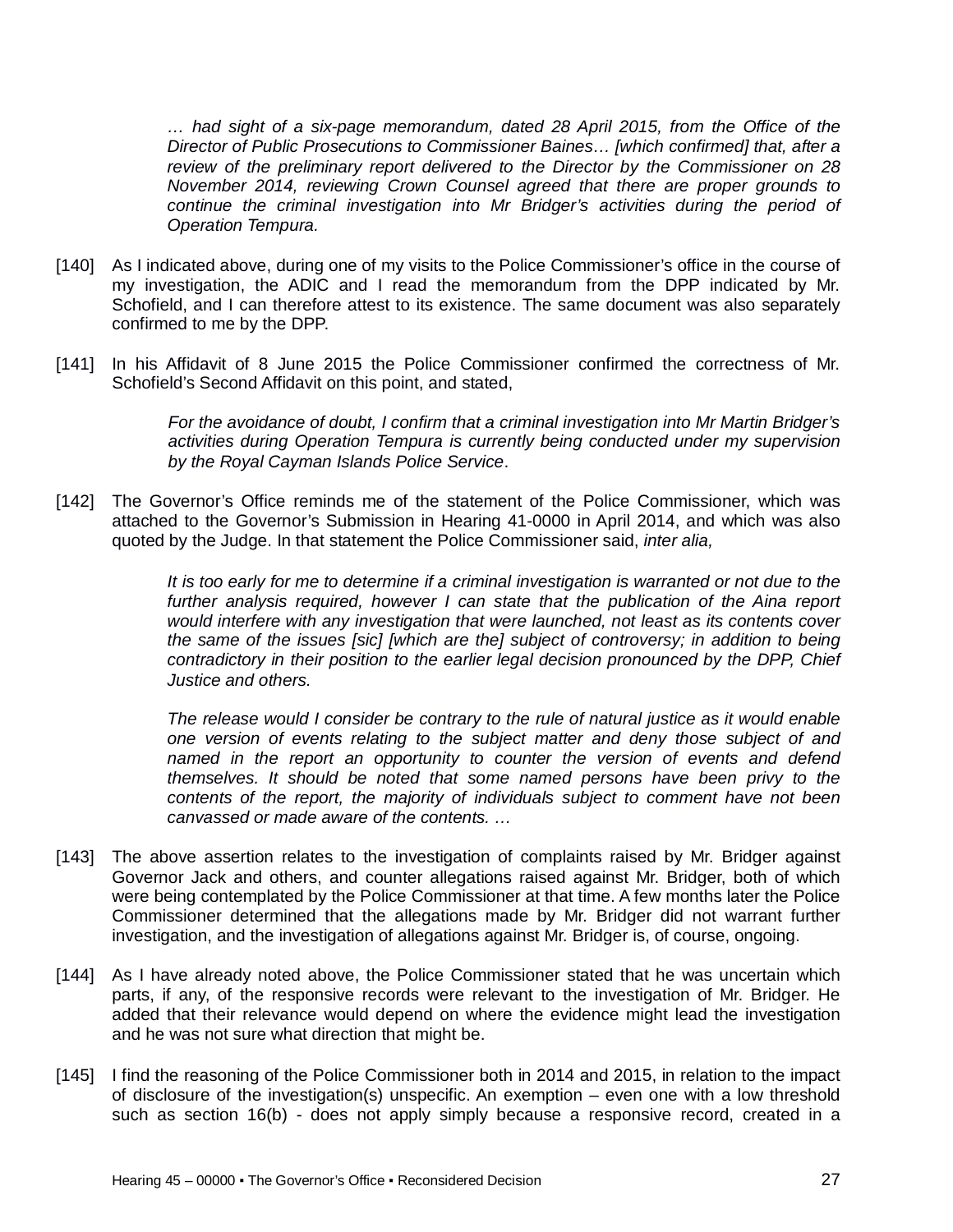> *… had sight of a six-page memorandum, dated 28 April 2015, from the Office of the Director of Public Prosecutions to Commissioner Baines… [which confirmed] that, after a review of the preliminary report delivered to the Director by the Commissioner on 28 November 2014, reviewing Crown Counsel agreed that there are proper grounds to continue the criminal investigation into Mr Bridger's activities during the period of Operation Tempura.*

[140] As I indicated above, during one of my visits to the Police Commissioner's office in the course of my investigation, the ADIC and I read the memorandum from the DPP indicated by Mr. Schofield, and I can therefore attest to its existence. The same document was also separately confirmed to me by the DPP.

[141] In his Affidavit of 8 June 2015 the Police Commissioner confirmed the correctness of Mr. Schofield's Second Affidavit on this point, and stated,

> *For the avoidance of doubt, I confirm that a criminal investigation into Mr Martin Bridger's activities during Operation Tempura is currently being conducted under my supervision by the Royal Cayman Islands Police Service*.

[142] The Governor's Office reminds me of the statement of the Police Commissioner, which was attached to the Governor's Submission in Hearing 41-0000 in April 2014, and which was also quoted by the Judge. In that statement the Police Commissioner said, *inter alia,*

> *It is too early for me to determine if a criminal investigation is warranted or not due to the further analysis required, however I can state that the publication of the Aina report would interfere with any investigation that were launched, not least as its contents cover the same of the issues [sic] [which are the] subject of controversy; in addition to being contradictory in their position to the earlier legal decision pronounced by the DPP, Chief Justice and others.*
>
> *The release would I consider be contrary to the rule of natural justice as it would enable one version of events relating to the subject matter and deny those subject of and named in the report an opportunity to counter the version of events and defend themselves. It should be noted that some named persons have been privy to the contents of the report, the majority of individuals subject to comment have not been canvassed or made aware of the contents. …*

[143] The above assertion relates to the investigation of complaints raised by Mr. Bridger against Governor Jack and others, and counter allegations raised against Mr. Bridger, both of which were being contemplated by the Police Commissioner at that time. A few months later the Police Commissioner determined that the allegations made by Mr. Bridger did not warrant further investigation, and the investigation of allegations against Mr. Bridger is, of course, ongoing.

[144] As I have already noted above, the Police Commissioner stated that he was uncertain which parts, if any, of the responsive records were relevant to the investigation of Mr. Bridger. He added that their relevance would depend on where the evidence might lead the investigation and he was not sure what direction that might be.

[145] I find the reasoning of the Police Commissioner both in 2014 and 2015, in relation to the impact of disclosure of the investigation(s) unspecific. An exemption – even one with a low threshold such as section 16(b) - does not apply simply because a responsive record, created in a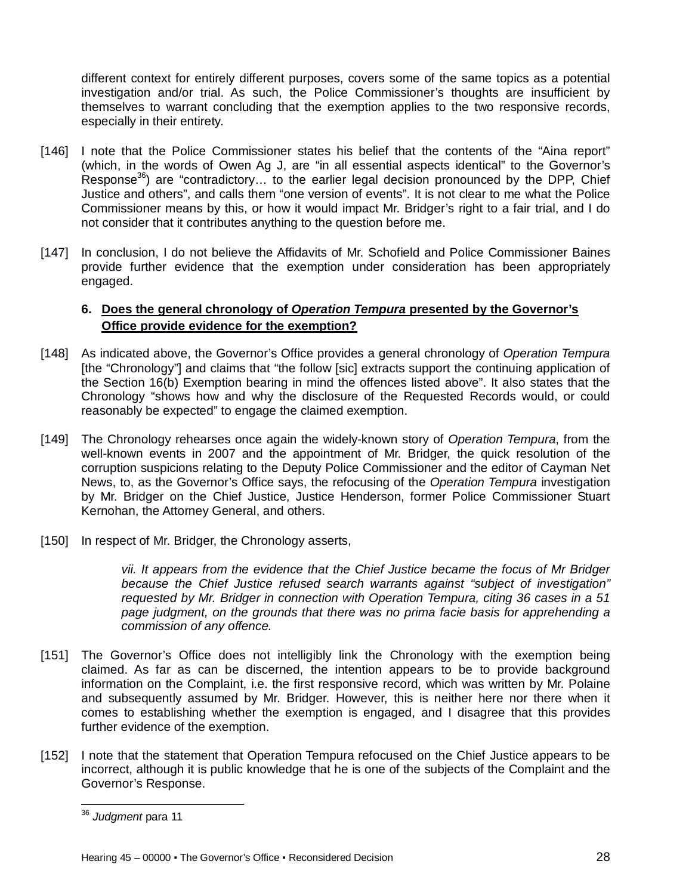different context for entirely different purposes, covers some of the same topics as a potential investigation and/or trial. As such, the Police Commissioner's thoughts are insufficient by themselves to warrant concluding that the exemption applies to the two responsive records, especially in their entirety.

[146] I note that the Police Commissioner states his belief that the contents of the "Aina report" (which, in the words of Owen Ag J, are "in all essential aspects identical" to the Governor's Response[36]) are "contradictory… to the earlier legal decision pronounced by the DPP, Chief Justice and others", and calls them "one version of events". It is not clear to me what the Police Commissioner means by this, or how it would impact Mr. Bridger's right to a fair trial, and I do not consider that it contributes anything to the question before me.

[147] In conclusion, I do not believe the Affidavits of Mr. Schofield and Police Commissioner Baines provide further evidence that the exemption under consideration has been appropriately engaged.

### 6. Does the general chronology of *Operation Tempura* presented by the Governor's Office provide evidence for the exemption?

[148] As indicated above, the Governor's Office provides a general chronology of *Operation Tempura* [the "Chronology"] and claims that "the follow [sic] extracts support the continuing application of the Section 16(b) Exemption bearing in mind the offences listed above". It also states that the Chronology "shows how and why the disclosure of the Requested Records would, or could reasonably be expected" to engage the claimed exemption.

[149] The Chronology rehearses once again the widely-known story of *Operation Tempura*, from the well-known events in 2007 and the appointment of Mr. Bridger, the quick resolution of the corruption suspicions relating to the Deputy Police Commissioner and the editor of Cayman Net News, to, as the Governor's Office says, the refocusing of the *Operation Tempura* investigation by Mr. Bridger on the Chief Justice, Justice Henderson, former Police Commissioner Stuart Kernohan, the Attorney General, and others.

[150] In respect of Mr. Bridger, the Chronology asserts,

> *vii. It appears from the evidence that the Chief Justice became the focus of Mr Bridger because the Chief Justice refused search warrants against "subject of investigation" requested by Mr. Bridger in connection with Operation Tempura, citing 36 cases in a 51 page judgment, on the grounds that there was no prima facie basis for apprehending a commission of any offence.*

[151] The Governor's Office does not intelligibly link the Chronology with the exemption being claimed. As far as can be discerned, the intention appears to be to provide background information on the Complaint, i.e. the first responsive record, which was written by Mr. Polaine and subsequently assumed by Mr. Bridger. However, this is neither here nor there when it comes to establishing whether the exemption is engaged, and I disagree that this provides further evidence of the exemption.

[152] I note that the statement that Operation Tempura refocused on the Chief Justice appears to be incorrect, although it is public knowledge that he is one of the subjects of the Complaint and the Governor's Response.

---

[36] *Judgment* para 11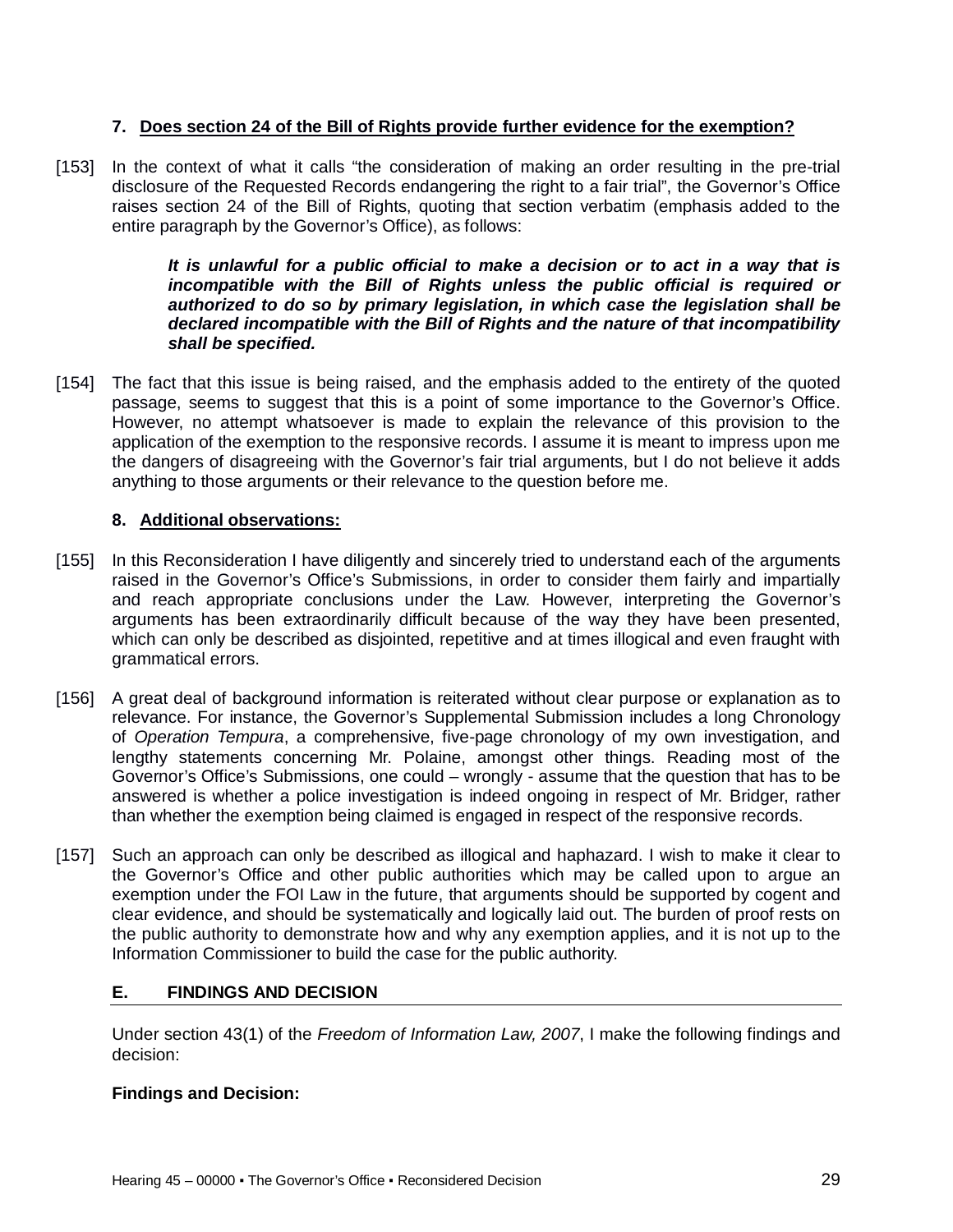### 7. Does section 24 of the Bill of Rights provide further evidence for the exemption?

[153] In the context of what it calls "the consideration of making an order resulting in the pre-trial disclosure of the Requested Records endangering the right to a fair trial", the Governor's Office raises section 24 of the Bill of Rights, quoting that section verbatim (emphasis added to the entire paragraph by the Governor's Office), as follows:

> ***It is unlawful for a public official to make a decision or to act in a way that is incompatible with the Bill of Rights unless the public official is required or authorized to do so by primary legislation, in which case the legislation shall be declared incompatible with the Bill of Rights and the nature of that incompatibility shall be specified.***

[154] The fact that this issue is being raised, and the emphasis added to the entirety of the quoted passage, seems to suggest that this is a point of some importance to the Governor's Office. However, no attempt whatsoever is made to explain the relevance of this provision to the application of the exemption to the responsive records. I assume it is meant to impress upon me the dangers of disagreeing with the Governor's fair trial arguments, but I do not believe it adds anything to those arguments or their relevance to the question before me.

### 8. Additional observations:

[155] In this Reconsideration I have diligently and sincerely tried to understand each of the arguments raised in the Governor's Office's Submissions, in order to consider them fairly and impartially and reach appropriate conclusions under the Law. However, interpreting the Governor's arguments has been extraordinarily difficult because of the way they have been presented, which can only be described as disjointed, repetitive and at times illogical and even fraught with grammatical errors.

[156] A great deal of background information is reiterated without clear purpose or explanation as to relevance. For instance, the Governor's Supplemental Submission includes a long Chronology of *Operation Tempura*, a comprehensive, five-page chronology of my own investigation, and lengthy statements concerning Mr. Polaine, amongst other things. Reading most of the Governor's Office's Submissions, one could – wrongly - assume that the question that has to be answered is whether a police investigation is indeed ongoing in respect of Mr. Bridger, rather than whether the exemption being claimed is engaged in respect of the responsive records.

[157] Such an approach can only be described as illogical and haphazard. I wish to make it clear to the Governor's Office and other public authorities which may be called upon to argue an exemption under the FOI Law in the future, that arguments should be supported by cogent and clear evidence, and should be systematically and logically laid out. The burden of proof rests on the public authority to demonstrate how and why any exemption applies, and it is not up to the Information Commissioner to build the case for the public authority.

## E. FINDINGS AND DECISION

Under section 43(1) of the *Freedom of Information Law, 2007*, I make the following findings and decision:

**Findings and Decision:**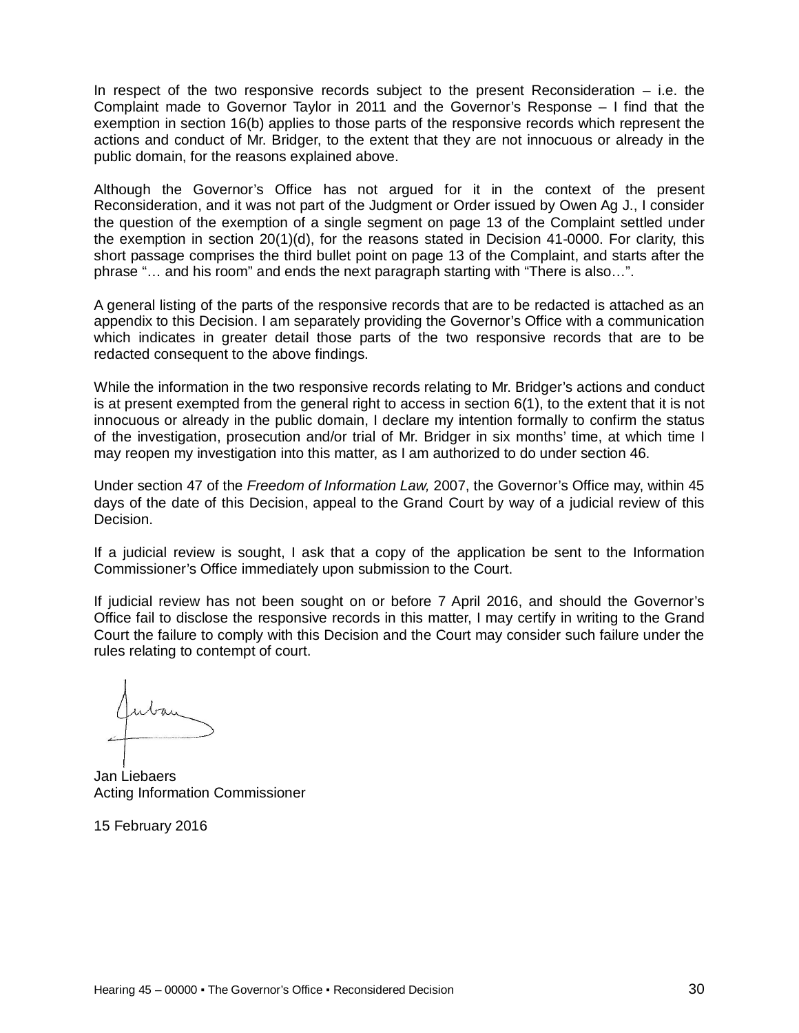In respect of the two responsive records subject to the present Reconsideration – i.e. the Complaint made to Governor Taylor in 2011 and the Governor's Response – I find that the exemption in section 16(b) applies to those parts of the responsive records which represent the actions and conduct of Mr. Bridger, to the extent that they are not innocuous or already in the public domain, for the reasons explained above.

Although the Governor's Office has not argued for it in the context of the present Reconsideration, and it was not part of the Judgment or Order issued by Owen Ag J., I consider the question of the exemption of a single segment on page 13 of the Complaint settled under the exemption in section 20(1)(d), for the reasons stated in Decision 41-0000. For clarity, this short passage comprises the third bullet point on page 13 of the Complaint, and starts after the phrase "… and his room" and ends the next paragraph starting with "There is also…".

A general listing of the parts of the responsive records that are to be redacted is attached as an appendix to this Decision. I am separately providing the Governor's Office with a communication which indicates in greater detail those parts of the two responsive records that are to be redacted consequent to the above findings.

While the information in the two responsive records relating to Mr. Bridger's actions and conduct is at present exempted from the general right to access in section 6(1), to the extent that it is not innocuous or already in the public domain, I declare my intention formally to confirm the status of the investigation, prosecution and/or trial of Mr. Bridger in six months' time, at which time I may reopen my investigation into this matter, as I am authorized to do under section 46.

Under section 47 of the *Freedom of Information Law,* 2007, the Governor's Office may, within 45 days of the date of this Decision, appeal to the Grand Court by way of a judicial review of this Decision.

If a judicial review is sought, I ask that a copy of the application be sent to the Information Commissioner's Office immediately upon submission to the Court.

If judicial review has not been sought on or before 7 April 2016, and should the Governor's Office fail to disclose the responsive records in this matter, I may certify in writing to the Grand Court the failure to comply with this Decision and the Court may consider such failure under the rules relating to contempt of court.

Jan Liebaers
Acting Information Commissioner

15 February 2016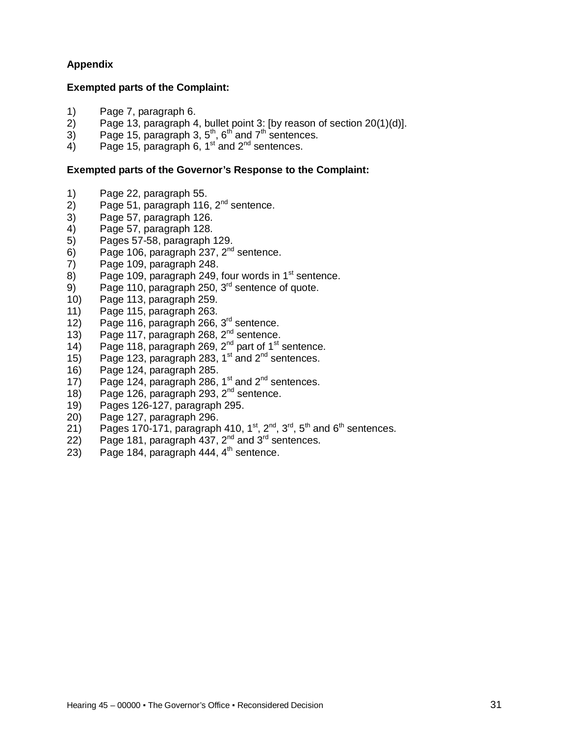**Appendix**

**Exempted parts of the Complaint:**

1) Page 7, paragraph 6.
2) Page 13, paragraph 4, bullet point 3: [by reason of section 20(1)(d)].
3) Page 15, paragraph 3, 5th, 6th and 7th sentences.
4) Page 15, paragraph 6, 1st and 2nd sentences.

**Exempted parts of the Governor's Response to the Complaint:**

1) Page 22, paragraph 55.
2) Page 51, paragraph 116, 2nd sentence.
3) Page 57, paragraph 126.
4) Page 57, paragraph 128.
5) Pages 57-58, paragraph 129.
6) Page 106, paragraph 237, 2nd sentence.
7) Page 109, paragraph 248.
8) Page 109, paragraph 249, four words in 1st sentence.
9) Page 110, paragraph 250, 3rd sentence of quote.
10) Page 113, paragraph 259.
11) Page 115, paragraph 263.
12) Page 116, paragraph 266, 3rd sentence.
13) Page 117, paragraph 268, 2nd sentence.
14) Page 118, paragraph 269, 2nd part of 1st sentence.
15) Page 123, paragraph 283, 1st and 2nd sentences.
16) Page 124, paragraph 285.
17) Page 124, paragraph 286, 1st and 2nd sentences.
18) Page 126, paragraph 293, 2nd sentence.
19) Pages 126-127, paragraph 295.
20) Page 127, paragraph 296.
21) Pages 170-171, paragraph 410, 1st, 2nd, 3rd, 5th and 6th sentences.
22) Page 181, paragraph 437, 2nd and 3rd sentences.
23) Page 184, paragraph 444, 4th sentence.